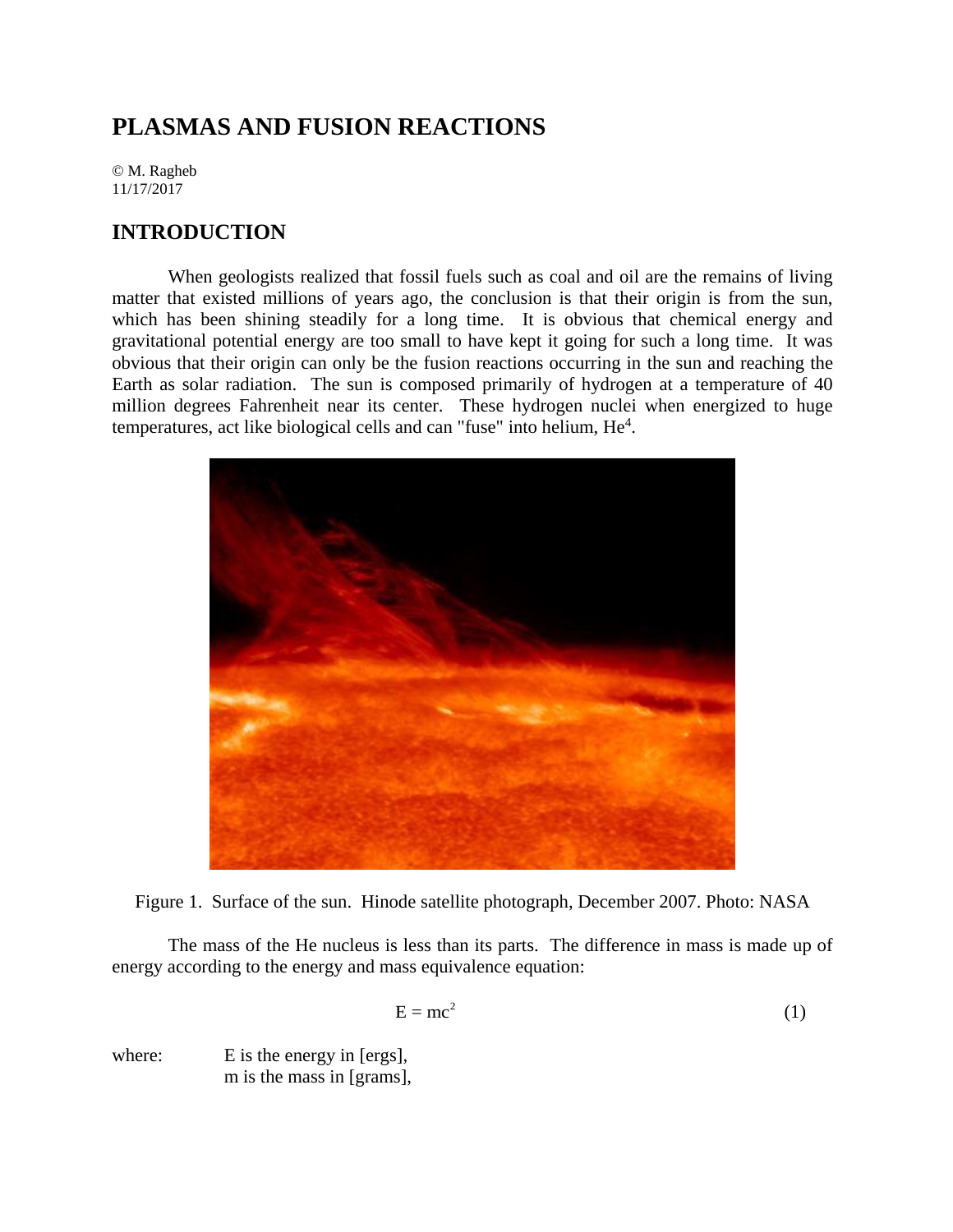# PLASMAS AND FUSION REACTIONS

© M. Ragheb
11/17/2017

## INTRODUCTION

When geologists realized that fossil fuels such as coal and oil are the remains of living matter that existed millions of years ago, the conclusion is that their origin is from the sun, which has been shining steadily for a long time. It is obvious that chemical energy and gravitational potential energy are too small to have kept it going for such a long time. It was obvious that their origin can only be the fusion reactions occurring in the sun and reaching the Earth as solar radiation. The sun is composed primarily of hydrogen at a temperature of 40 million degrees Fahrenheit near its center. These hydrogen nuclei when energized to huge temperatures, act like biological cells and can "fuse" into helium, $He^4$.

Figure 1. Surface of the sun. Hinode satellite photograph, December 2007. Photo: NASA

The mass of the He nucleus is less than its parts. The difference in mass is made up of energy according to the energy and mass equivalence equation:

$$E = mc^2 \tag{1}$$

where: E is the energy in [ergs],
m is the mass in [grams],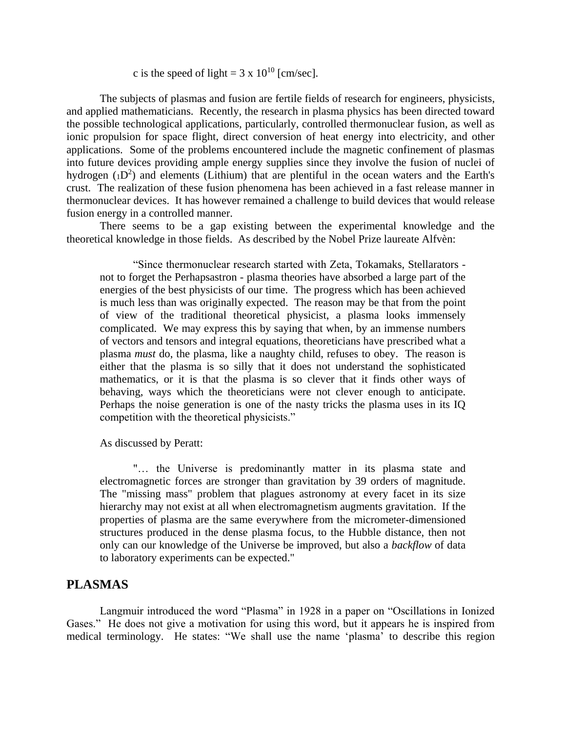c is the speed of light = $3 \times 10^{10}$ [cm/sec].

The subjects of plasmas and fusion are fertile fields of research for engineers, physicists, and applied mathematicians. Recently, the research in plasma physics has been directed toward the possible technological applications, particularly, controlled thermonuclear fusion, as well as ionic propulsion for space flight, direct conversion of heat energy into electricity, and other applications. Some of the problems encountered include the magnetic confinement of plasmas into future devices providing ample energy supplies since they involve the fusion of nuclei of hydrogen (${}_1D^2$) and elements (Lithium) that are plentiful in the ocean waters and the Earth's crust. The realization of these fusion phenomena has been achieved in a fast release manner in thermonuclear devices. It has however remained a challenge to build devices that would release fusion energy in a controlled manner.

There seems to be a gap existing between the experimental knowledge and the theoretical knowledge in those fields. As described by the Nobel Prize laureate Alfvèn:

> "Since thermonuclear research started with Zeta, Tokamaks, Stellarators - not to forget the Perhapsastron - plasma theories have absorbed a large part of the energies of the best physicists of our time. The progress which has been achieved is much less than was originally expected. The reason may be that from the point of view of the traditional theoretical physicist, a plasma looks immensely complicated. We may express this by saying that when, by an immense numbers of vectors and tensors and integral equations, theoreticians have prescribed what a plasma *must* do, the plasma, like a naughty child, refuses to obey. The reason is either that the plasma is so silly that it does not understand the sophisticated mathematics, or it is that the plasma is so clever that it finds other ways of behaving, ways which the theoreticians were not clever enough to anticipate. Perhaps the noise generation is one of the nasty tricks the plasma uses in its IQ competition with the theoretical physicists."

As discussed by Peratt:

> "… the Universe is predominantly matter in its plasma state and electromagnetic forces are stronger than gravitation by 39 orders of magnitude. The "missing mass" problem that plagues astronomy at every facet in its size hierarchy may not exist at all when electromagnetism augments gravitation. If the properties of plasma are the same everywhere from the micrometer-dimensioned structures produced in the dense plasma focus, to the Hubble distance, then not only can our knowledge of the Universe be improved, but also a *backflow* of data to laboratory experiments can be expected."

## PLASMAS

Langmuir introduced the word "Plasma" in 1928 in a paper on "Oscillations in Ionized Gases." He does not give a motivation for using this word, but it appears he is inspired from medical terminology. He states: "We shall use the name 'plasma' to describe this region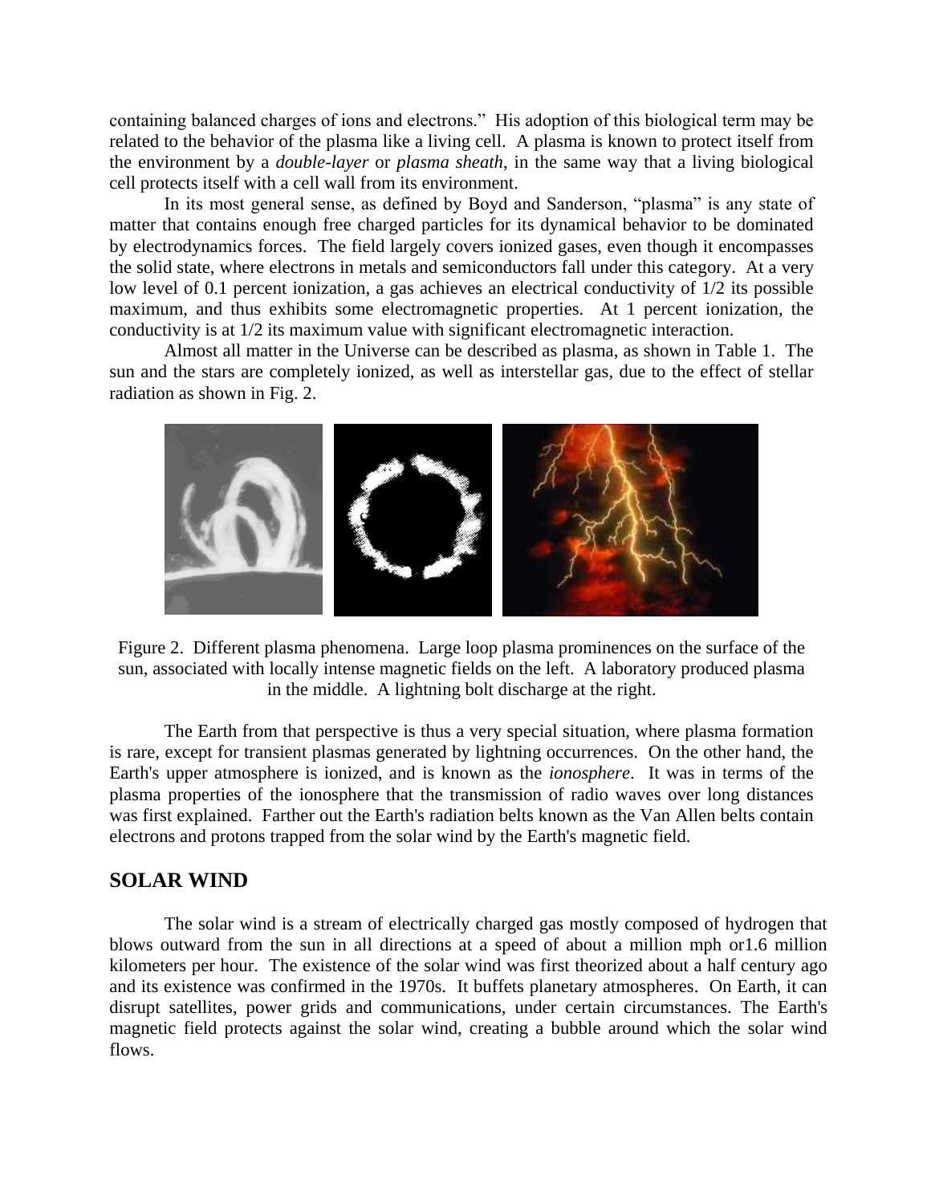containing balanced charges of ions and electrons." His adoption of this biological term may be related to the behavior of the plasma like a living cell. A plasma is known to protect itself from the environment by a *double-layer* or *plasma sheath*, in the same way that a living biological cell protects itself with a cell wall from its environment.

In its most general sense, as defined by Boyd and Sanderson, "plasma" is any state of matter that contains enough free charged particles for its dynamical behavior to be dominated by electrodynamics forces. The field largely covers ionized gases, even though it encompasses the solid state, where electrons in metals and semiconductors fall under this category. At a very low level of 0.1 percent ionization, a gas achieves an electrical conductivity of 1/2 its possible maximum, and thus exhibits some electromagnetic properties. At 1 percent ionization, the conductivity is at 1/2 its maximum value with significant electromagnetic interaction.

Almost all matter in the Universe can be described as plasma, as shown in Table 1. The sun and the stars are completely ionized, as well as interstellar gas, due to the effect of stellar radiation as shown in Fig. 2.

Figure 2. Different plasma phenomena. Large loop plasma prominences on the surface of the sun, associated with locally intense magnetic fields on the left. A laboratory produced plasma in the middle. A lightning bolt discharge at the right.

The Earth from that perspective is thus a very special situation, where plasma formation is rare, except for transient plasmas generated by lightning occurrences. On the other hand, the Earth's upper atmosphere is ionized, and is known as the *ionosphere*. It was in terms of the plasma properties of the ionosphere that the transmission of radio waves over long distances was first explained. Farther out the Earth's radiation belts known as the Van Allen belts contain electrons and protons trapped from the solar wind by the Earth's magnetic field.

## SOLAR WIND

The solar wind is a stream of electrically charged gas mostly composed of hydrogen that blows outward from the sun in all directions at a speed of about a million mph or1.6 million kilometers per hour. The existence of the solar wind was first theorized about a half century ago and its existence was confirmed in the 1970s. It buffets planetary atmospheres. On Earth, it can disrupt satellites, power grids and communications, under certain circumstances. The Earth's magnetic field protects against the solar wind, creating a bubble around which the solar wind flows.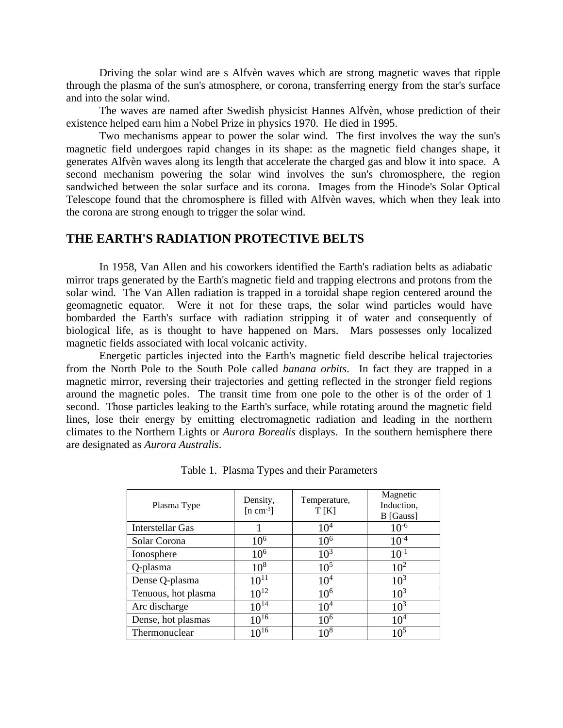Driving the solar wind are s Alfvèn waves which are strong magnetic waves that ripple through the plasma of the sun's atmosphere, or corona, transferring energy from the star's surface and into the solar wind.

The waves are named after Swedish physicist Hannes Alfvèn, whose prediction of their existence helped earn him a Nobel Prize in physics 1970. He died in 1995.

Two mechanisms appear to power the solar wind. The first involves the way the sun's magnetic field undergoes rapid changes in its shape: as the magnetic field changes shape, it generates Alfvèn waves along its length that accelerate the charged gas and blow it into space. A second mechanism powering the solar wind involves the sun's chromosphere, the region sandwiched between the solar surface and its corona. Images from the Hinode's Solar Optical Telescope found that the chromosphere is filled with Alfvèn waves, which when they leak into the corona are strong enough to trigger the solar wind.

## THE EARTH'S RADIATION PROTECTIVE BELTS

In 1958, Van Allen and his coworkers identified the Earth's radiation belts as adiabatic mirror traps generated by the Earth's magnetic field and trapping electrons and protons from the solar wind. The Van Allen radiation is trapped in a toroidal shape region centered around the geomagnetic equator. Were it not for these traps, the solar wind particles would have bombarded the Earth's surface with radiation stripping it of water and consequently of biological life, as is thought to have happened on Mars. Mars possesses only localized magnetic fields associated with local volcanic activity.

Energetic particles injected into the Earth's magnetic field describe helical trajectories from the North Pole to the South Pole called *banana orbits*. In fact they are trapped in a magnetic mirror, reversing their trajectories and getting reflected in the stronger field regions around the magnetic poles. The transit time from one pole to the other is of the order of 1 second. Those particles leaking to the Earth's surface, while rotating around the magnetic field lines, lose their energy by emitting electromagnetic radiation and leading in the northern climates to the Northern Lights or *Aurora Borealis* displays. In the southern hemisphere there are designated as *Aurora Australis*.

Table 1. Plasma Types and their Parameters

| Plasma Type | Density, [n $cm^{-3}$] | Temperature, T [K] | Magnetic Induction, B [Gauss] |
|---|---|---|---|
| Interstellar Gas | 1 | $10^4$ | $10^{-6}$ |
| Solar Corona | $10^6$ | $10^6$ | $10^{-4}$ |
| Ionosphere | $10^6$ | $10^3$ | $10^{-1}$ |
| Q-plasma | $10^8$ | $10^5$ | $10^2$ |
| Dense Q-plasma | $10^{11}$ | $10^4$ | $10^3$ |
| Tenuous, hot plasma | $10^{12}$ | $10^6$ | $10^3$ |
| Arc discharge | $10^{14}$ | $10^4$ | $10^3$ |
| Dense, hot plasmas | $10^{16}$ | $10^6$ | $10^4$ |
| Thermonuclear | $10^{16}$ | $10^8$ | $10^5$ |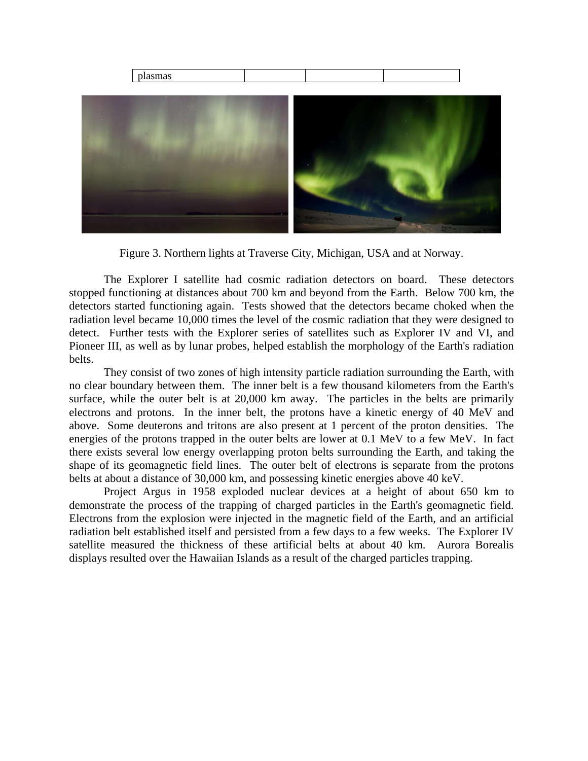| | | | |
|---|---|---|---|
| plasmas | | | |

Figure 3. Northern lights at Traverse City, Michigan, USA and at Norway.

The Explorer I satellite had cosmic radiation detectors on board. These detectors stopped functioning at distances about 700 km and beyond from the Earth. Below 700 km, the detectors started functioning again. Tests showed that the detectors became choked when the radiation level became 10,000 times the level of the cosmic radiation that they were designed to detect. Further tests with the Explorer series of satellites such as Explorer IV and VI, and Pioneer III, as well as by lunar probes, helped establish the morphology of the Earth's radiation belts.

They consist of two zones of high intensity particle radiation surrounding the Earth, with no clear boundary between them. The inner belt is a few thousand kilometers from the Earth's surface, while the outer belt is at 20,000 km away. The particles in the belts are primarily electrons and protons. In the inner belt, the protons have a kinetic energy of 40 MeV and above. Some deuterons and tritons are also present at 1 percent of the proton densities. The energies of the protons trapped in the outer belts are lower at 0.1 MeV to a few MeV. In fact there exists several low energy overlapping proton belts surrounding the Earth, and taking the shape of its geomagnetic field lines. The outer belt of electrons is separate from the protons belts at about a distance of 30,000 km, and possessing kinetic energies above 40 keV.

Project Argus in 1958 exploded nuclear devices at a height of about 650 km to demonstrate the process of the trapping of charged particles in the Earth's geomagnetic field. Electrons from the explosion were injected in the magnetic field of the Earth, and an artificial radiation belt established itself and persisted from a few days to a few weeks. The Explorer IV satellite measured the thickness of these artificial belts at about 40 km. Aurora Borealis displays resulted over the Hawaiian Islands as a result of the charged particles trapping.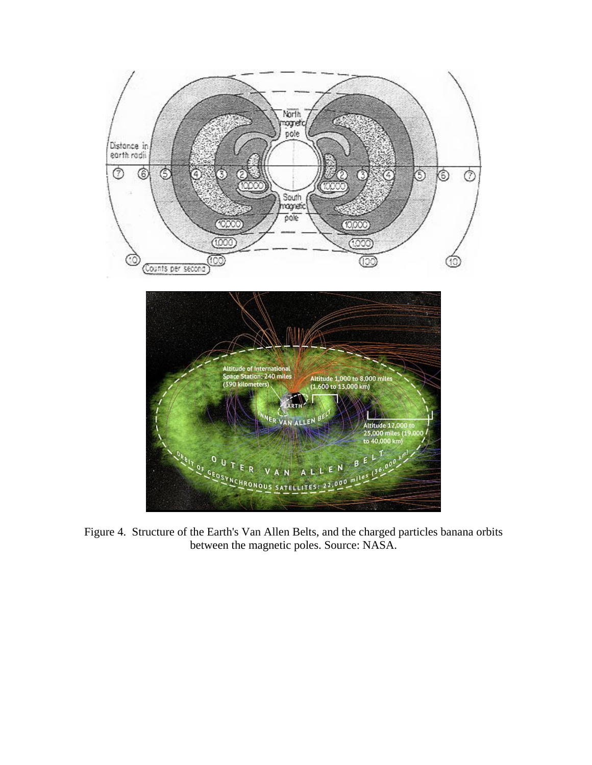North magnetic pole

South magnetic pole

Distance in earth radii

7 6 5 4 3 2 2 3 4 5 6 7

10,000 10,000

10,000 10,000

1,000 1,000

10 100 100 10

Counts per second

Altitude of International Space Station: 240 miles (390 kilometers)

Altitude 1,000 to 8,000 miles (1,600 to 13,000 km)

EARTH

INNER VAN ALLEN BELT

Altitude 12,000 to 25,000 miles (19,000 to 40,000 km)

OUTER VAN ALLEN BELT

ORBIT OF GEOSYNCHRONOUS SATELLITES: 22,000 miles (36,000 km)

Figure 4. Structure of the Earth's Van Allen Belts, and the charged particles banana orbits between the magnetic poles. Source: NASA.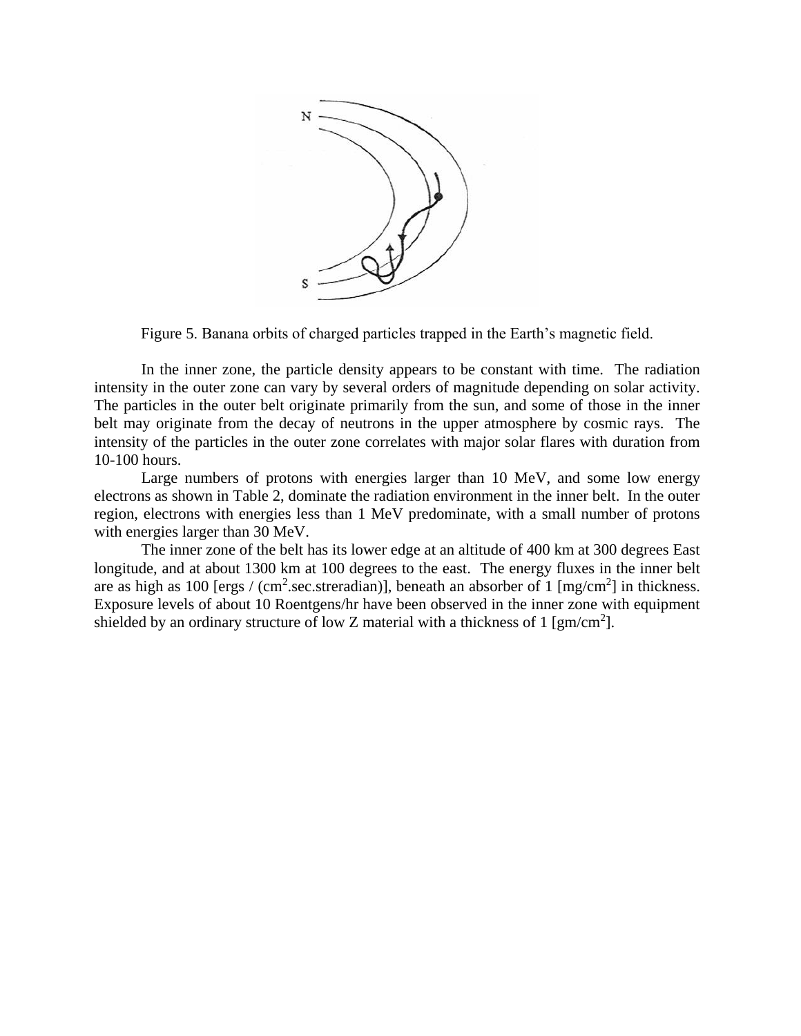N

S

Figure 5. Banana orbits of charged particles trapped in the Earth's magnetic field.

In the inner zone, the particle density appears to be constant with time. The radiation intensity in the outer zone can vary by several orders of magnitude depending on solar activity. The particles in the outer belt originate primarily from the sun, and some of those in the inner belt may originate from the decay of neutrons in the upper atmosphere by cosmic rays. The intensity of the particles in the outer zone correlates with major solar flares with duration from 10-100 hours.

Large numbers of protons with energies larger than 10 MeV, and some low energy electrons as shown in Table 2, dominate the radiation environment in the inner belt. In the outer region, electrons with energies less than 1 MeV predominate, with a small number of protons with energies larger than 30 MeV.

The inner zone of the belt has its lower edge at an altitude of 400 km at 300 degrees East longitude, and at about 1300 km at 100 degrees to the east. The energy fluxes in the inner belt are as high as 100 [ergs / ($cm^2$.sec.streradian)], beneath an absorber of 1 [$mg/cm^2$] in thickness. Exposure levels of about 10 Roentgens/hr have been observed in the inner zone with equipment shielded by an ordinary structure of low Z material with a thickness of 1 [$gm/cm^2$].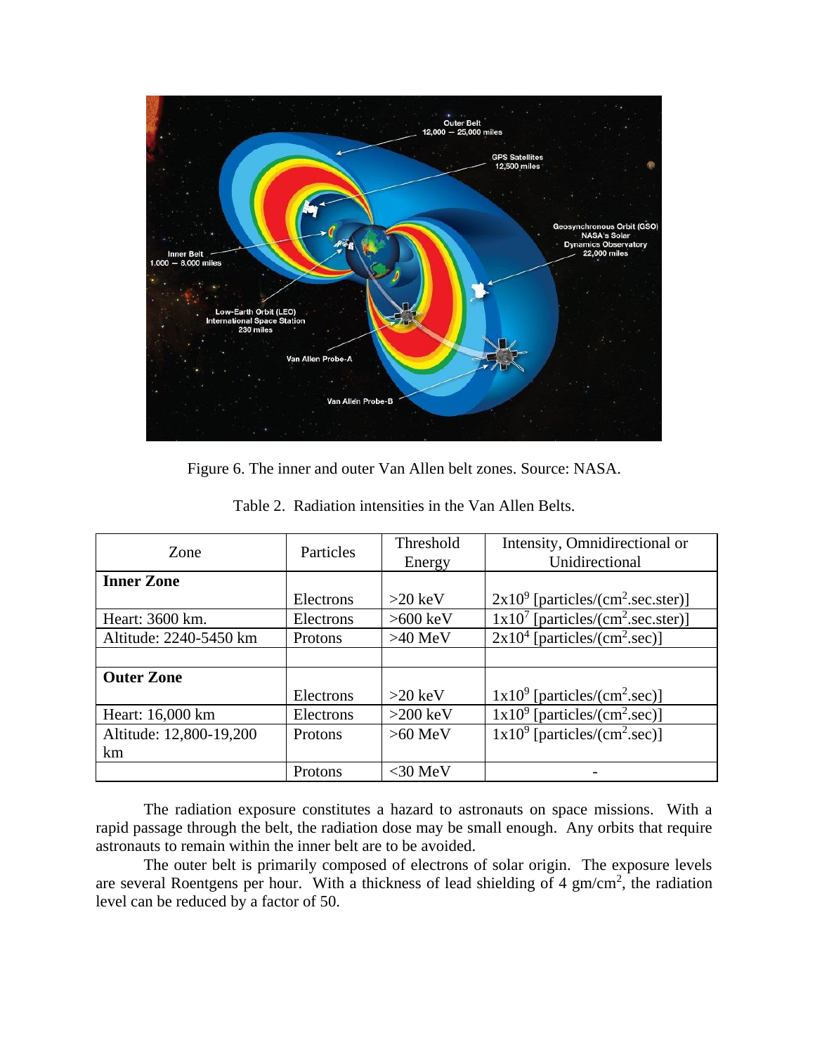Figure 6. The inner and outer Van Allen belt zones. Source: NASA.

Table 2. Radiation intensities in the Van Allen Belts.

| Zone | Particles | Threshold Energy | Intensity, Omnidirectional or Unidirectional |
|---|---|---|---|
| **Inner Zone** | Electrons | >20 keV | $2 \times 10^9$ [particles/(cm$^2$.sec.ster)] |
| Heart: 3600 km. | Electrons | >600 keV | $1 \times 10^7$ [particles/(cm$^2$.sec.ster)] |
| Altitude: 2240-5450 km | Protons | >40 MeV | $2 \times 10^4$ [particles/(cm$^2$.sec)] |
| | | | |
| **Outer Zone** | Electrons | >20 keV | $1 \times 10^9$ [particles/(cm$^2$.sec)] |
| Heart: 16,000 km | Electrons | >200 keV | $1 \times 10^9$ [particles/(cm$^2$.sec)] |
| Altitude: 12,800-19,200 km | Protons | >60 MeV | $1 \times 10^9$ [particles/(cm$^2$.sec)] |
| | Protons | <30 MeV | - |

The radiation exposure constitutes a hazard to astronauts on space missions. With a rapid passage through the belt, the radiation dose may be small enough. Any orbits that require astronauts to remain within the inner belt are to be avoided.

The outer belt is primarily composed of electrons of solar origin. The exposure levels are several Roentgens per hour. With a thickness of lead shielding of 4 gm/cm$^2$, the radiation level can be reduced by a factor of 50.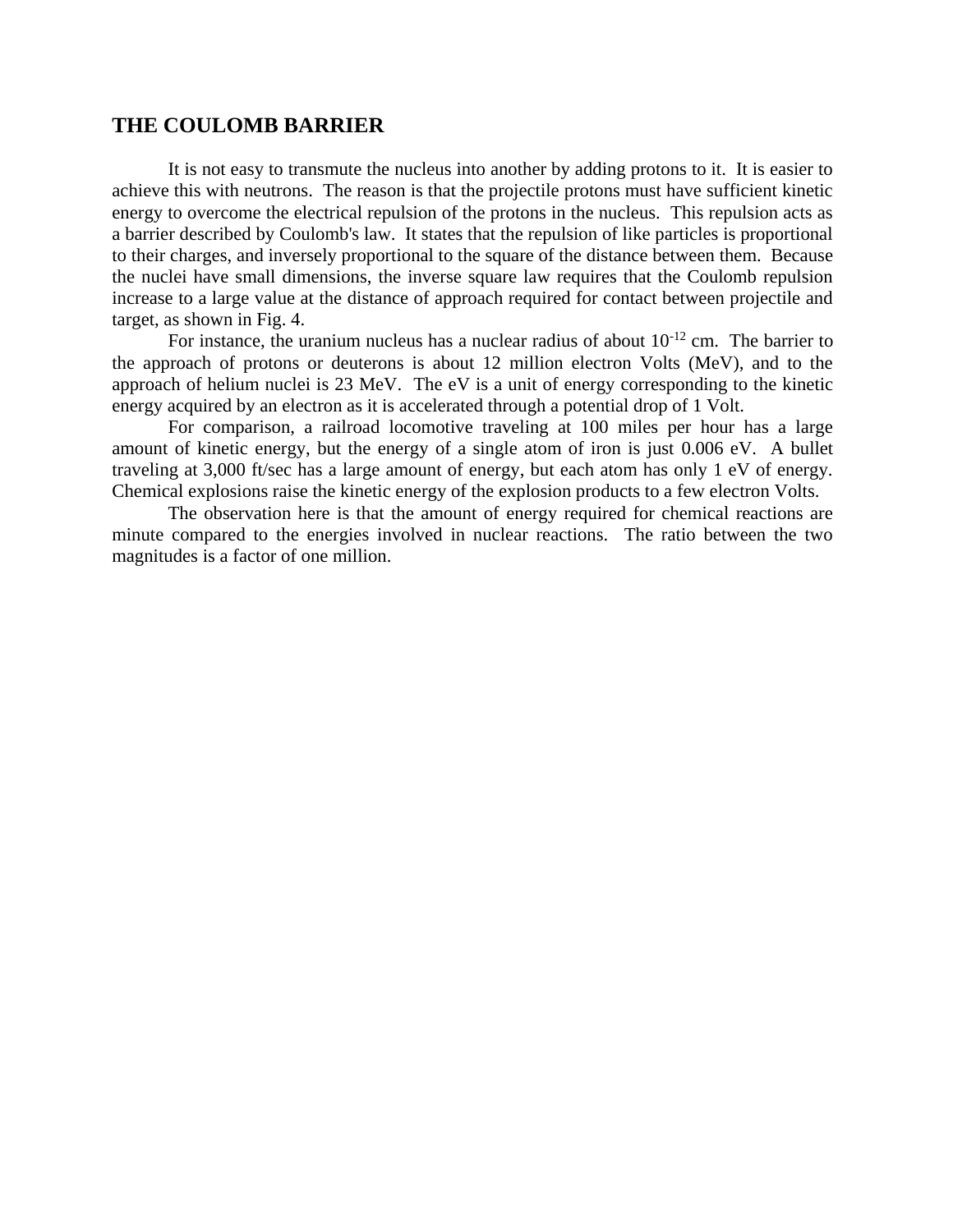## THE COULOMB BARRIER

It is not easy to transmute the nucleus into another by adding protons to it. It is easier to achieve this with neutrons. The reason is that the projectile protons must have sufficient kinetic energy to overcome the electrical repulsion of the protons in the nucleus. This repulsion acts as a barrier described by Coulomb's law. It states that the repulsion of like particles is proportional to their charges, and inversely proportional to the square of the distance between them. Because the nuclei have small dimensions, the inverse square law requires that the Coulomb repulsion increase to a large value at the distance of approach required for contact between projectile and target, as shown in Fig. 4.

For instance, the uranium nucleus has a nuclear radius of about $10^{-12}$ cm. The barrier to the approach of protons or deuterons is about 12 million electron Volts (MeV), and to the approach of helium nuclei is 23 MeV. The eV is a unit of energy corresponding to the kinetic energy acquired by an electron as it is accelerated through a potential drop of 1 Volt.

For comparison, a railroad locomotive traveling at 100 miles per hour has a large amount of kinetic energy, but the energy of a single atom of iron is just 0.006 eV. A bullet traveling at 3,000 ft/sec has a large amount of energy, but each atom has only 1 eV of energy. Chemical explosions raise the kinetic energy of the explosion products to a few electron Volts.

The observation here is that the amount of energy required for chemical reactions are minute compared to the energies involved in nuclear reactions. The ratio between the two magnitudes is a factor of one million.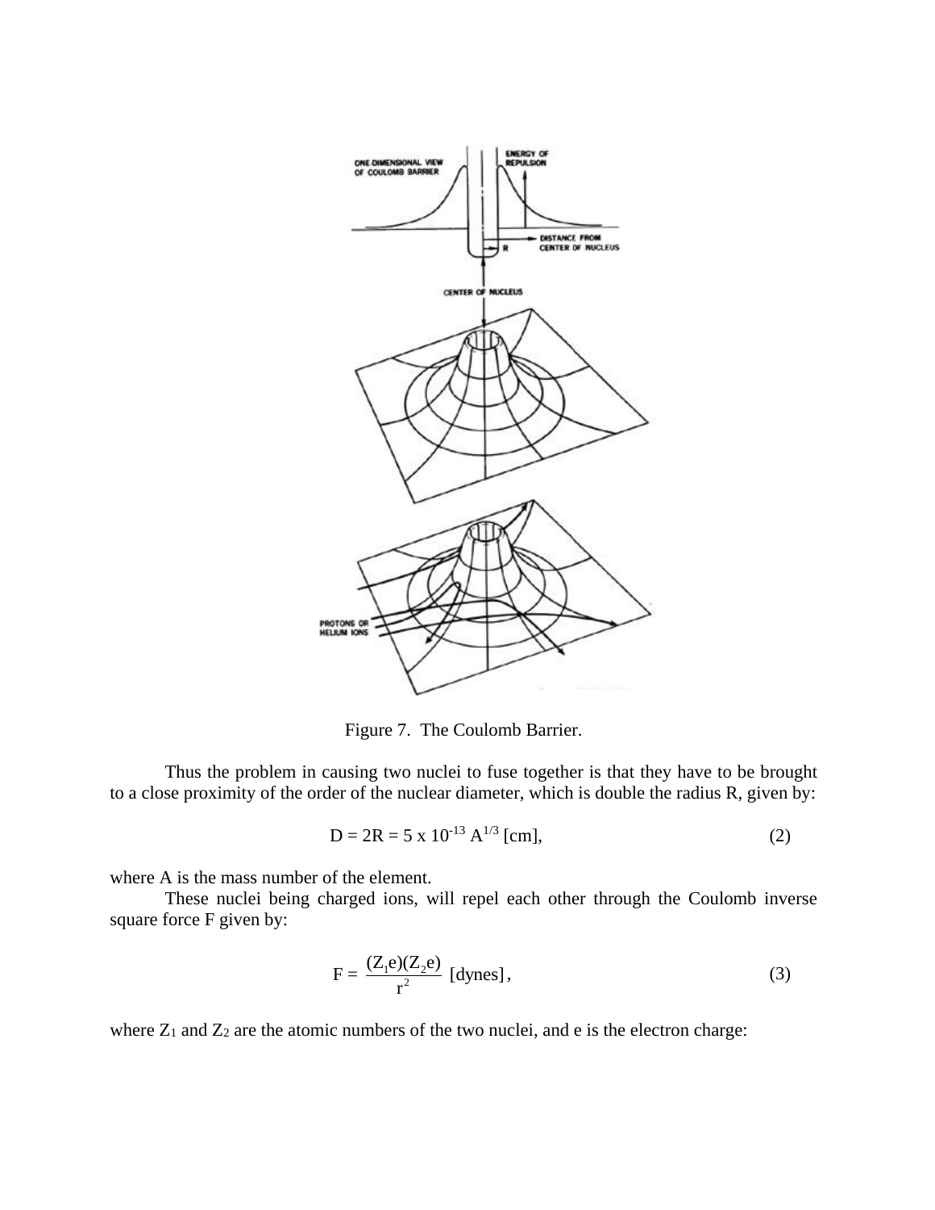ONE DIMENSIONAL VIEW OF COULOMB BARRIER

ENERGY OF REPULSION

DISTANCE FROM CENTER OF NUCLEUS

R

CENTER OF NUCLEUS

PROTONS OR HELIUM IONS

Figure 7. The Coulomb Barrier.

Thus the problem in causing two nuclei to fuse together is that they have to be brought to a close proximity of the order of the nuclear diameter, which is double the radius R, given by:

$$D = 2R = 5 \times 10^{-13} A^{1/3} \text{ [cm]}, \tag{2}$$

where A is the mass number of the element.

These nuclei being charged ions, will repel each other through the Coulomb inverse square force F given by:

$$F = \frac{(Z_1 e)(Z_2 e)}{r^2} \text{ [dynes]}, \tag{3}$$

where $Z_1$ and $Z_2$ are the atomic numbers of the two nuclei, and e is the electron charge: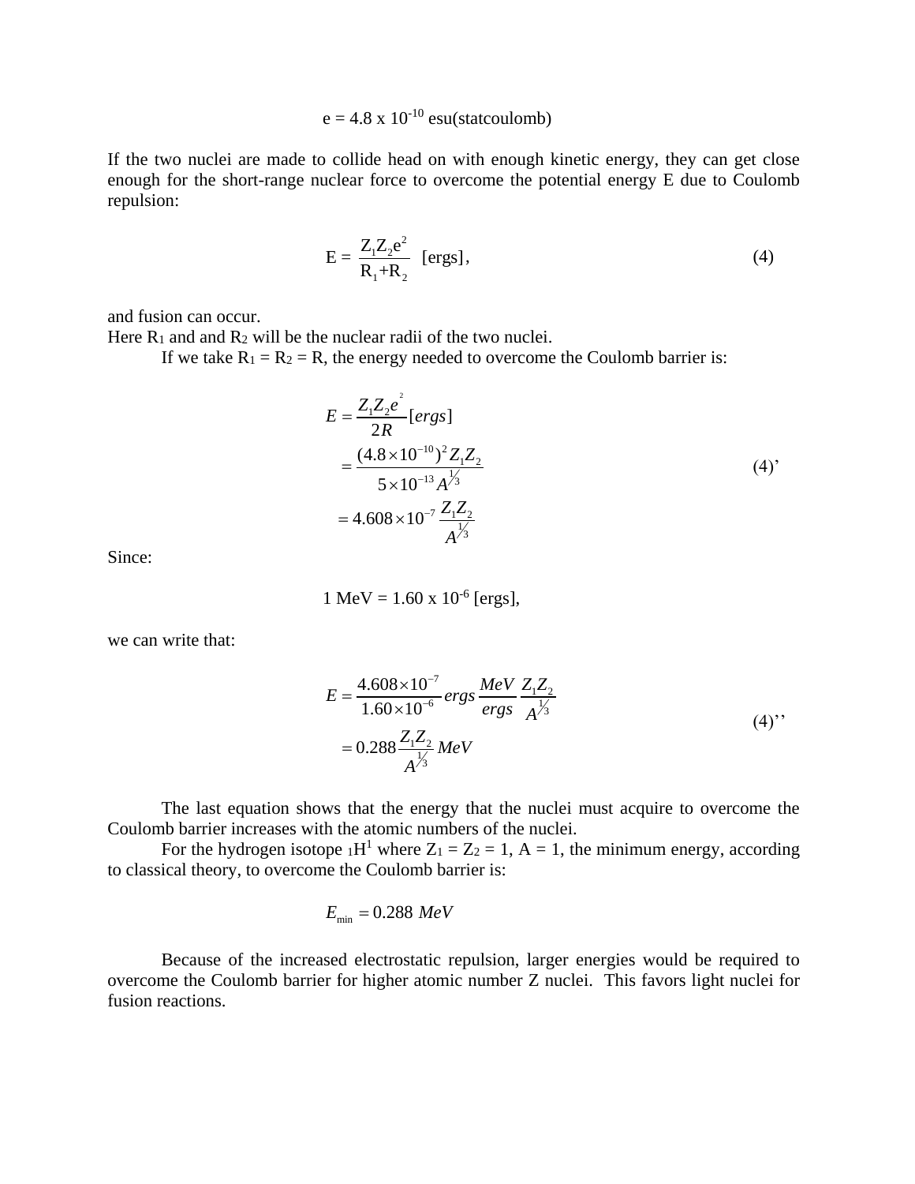$$e = 4.8 \times 10^{-10} \text{ esu(statcoulomb)}$$

If the two nuclei are made to collide head on with enough kinetic energy, they can get close enough for the short-range nuclear force to overcome the potential energy E due to Coulomb repulsion:

$$E = \frac{Z_1 Z_2 e^2}{R_1 + R_2} \ \text{[ergs]}, \tag{4}$$

and fusion can occur.

Here $R_1$ and and $R_2$ will be the nuclear radii of the two nuclei.

If we take $R_1 = R_2 = R$, the energy needed to overcome the Coulomb barrier is:

$$\begin{aligned} E &= \frac{Z_1 Z_2 e^2}{2R}[ergs] \\ &= \frac{(4.8 \times 10^{-10})^2 Z_1 Z_2}{5 \times 10^{-13} A^{1/3}} \\ &= 4.608 \times 10^{-7} \frac{Z_1 Z_2}{A^{1/3}} \end{aligned} \tag{4'}$$

Since:

$$1 \text{ MeV} = 1.60 \times 10^{-6} \text{ [ergs]},$$

we can write that:

$$\begin{aligned} E &= \frac{4.608 \times 10^{-7}}{1.60 \times 10^{-6}} ergs \frac{MeV}{ergs} \frac{Z_1 Z_2}{A^{1/3}} \\ &= 0.288 \frac{Z_1 Z_2}{A^{1/3}} MeV \end{aligned} \tag{4''}$$

The last equation shows that the energy that the nuclei must acquire to overcome the Coulomb barrier increases with the atomic numbers of the nuclei.

For the hydrogen isotope $_1H^1$ where $Z_1 = Z_2 = 1$, $A = 1$, the minimum energy, according to classical theory, to overcome the Coulomb barrier is:

$$E_{\min} = 0.288 \ MeV$$

Because of the increased electrostatic repulsion, larger energies would be required to overcome the Coulomb barrier for higher atomic number Z nuclei. This favors light nuclei for fusion reactions.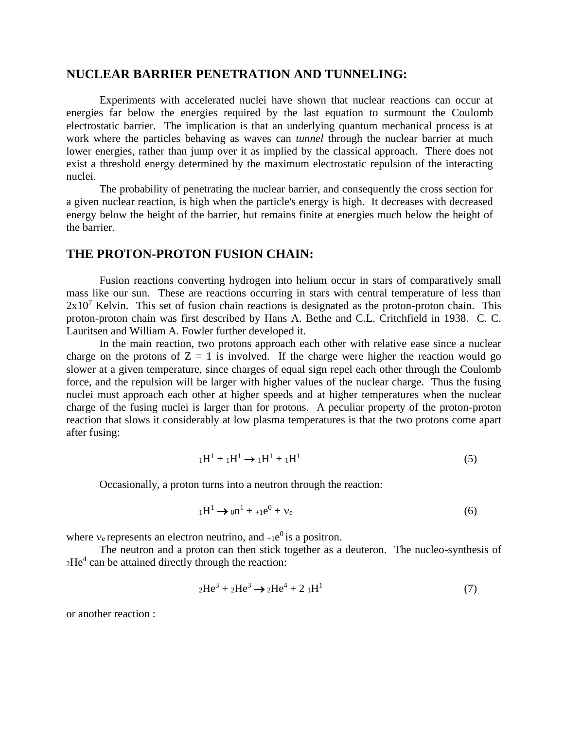## NUCLEAR BARRIER PENETRATION AND TUNNELING:

Experiments with accelerated nuclei have shown that nuclear reactions can occur at energies far below the energies required by the last equation to surmount the Coulomb electrostatic barrier. The implication is that an underlying quantum mechanical process is at work where the particles behaving as waves can *tunnel* through the nuclear barrier at much lower energies, rather than jump over it as implied by the classical approach. There does not exist a threshold energy determined by the maximum electrostatic repulsion of the interacting nuclei.

The probability of penetrating the nuclear barrier, and consequently the cross section for a given nuclear reaction, is high when the particle's energy is high. It decreases with decreased energy below the height of the barrier, but remains finite at energies much below the height of the barrier.

## THE PROTON-PROTON FUSION CHAIN:

Fusion reactions converting hydrogen into helium occur in stars of comparatively small mass like our sun. These are reactions occurring in stars with central temperature of less than $2 \times 10^7$ Kelvin. This set of fusion chain reactions is designated as the proton-proton chain. This proton-proton chain was first described by Hans A. Bethe and C.L. Critchfield in 1938. C. C. Lauritsen and William A. Fowler further developed it.

In the main reaction, two protons approach each other with relative ease since a nuclear charge on the protons of Z = 1 is involved. If the charge were higher the reaction would go slower at a given temperature, since charges of equal sign repel each other through the Coulomb force, and the repulsion will be larger with higher values of the nuclear charge. Thus the fusing nuclei must approach each other at higher speeds and at higher temperatures when the nuclear charge of the fusing nuclei is larger than for protons. A peculiar property of the proton-proton reaction that slows it considerably at low plasma temperatures is that the two protons come apart after fusing:

$$ {}_{1}H^{1} + {}_{1}H^{1} \rightarrow {}_{1}H^{1} + {}_{1}H^{1} \tag{5} $$

Occasionally, a proton turns into a neutron through the reaction:

$$ {}_{1}H^{1} \rightarrow {}_{0}n^{1} + {}_{+1}e^{0} + \nu_e \tag{6} $$

where $\nu_e$ represents an electron neutrino, and ${}_{+1}e^{0}$ is a positron.

The neutron and a proton can then stick together as a deuteron. The nucleo-synthesis of ${}_{2}He^{4}$ can be attained directly through the reaction:

$$ {}_{2}He^{3} + {}_{2}He^{3} \rightarrow {}_{2}He^{4} + 2\ {}_{1}H^{1} \tag{7} $$

or another reaction :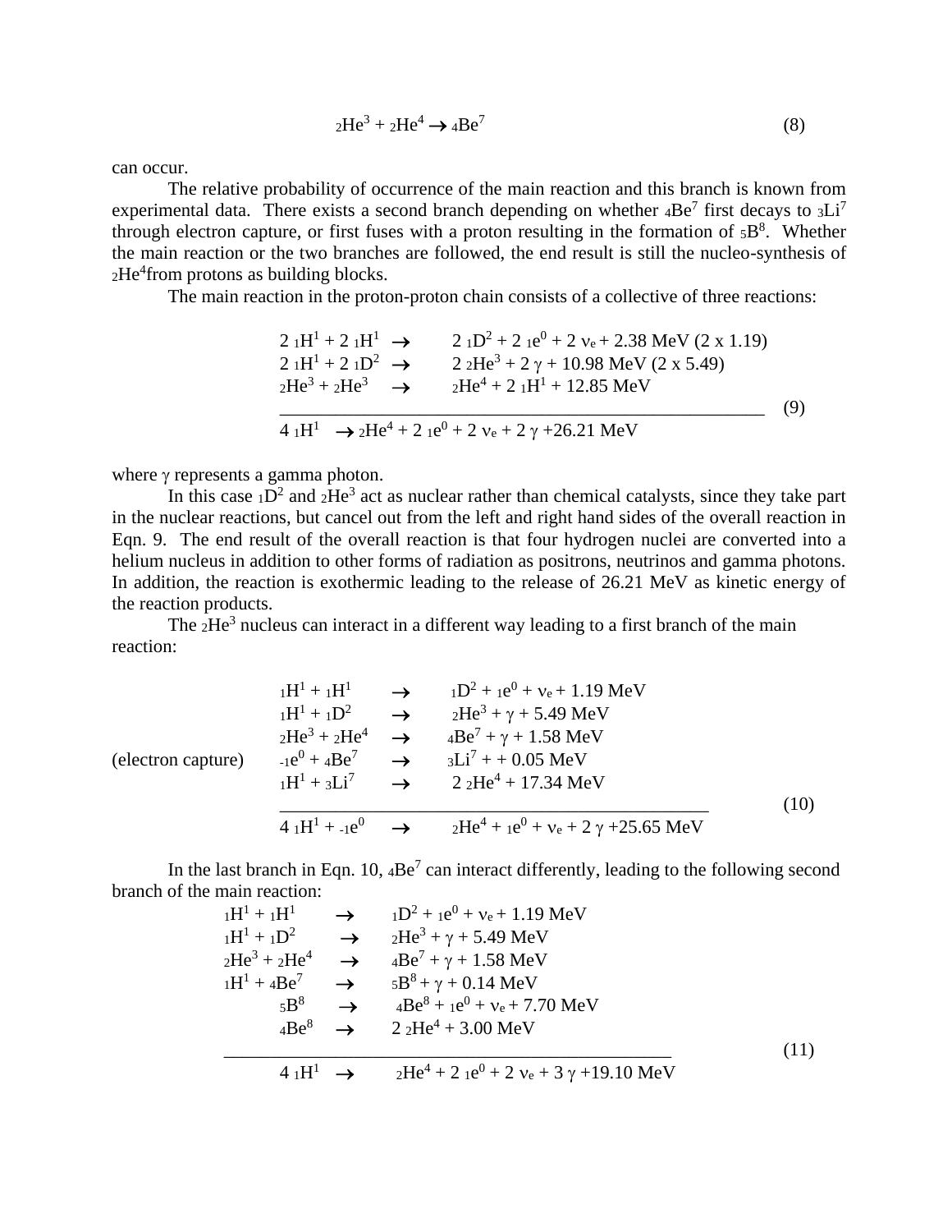$$ {}_{2}He^{3} + {}_{2}He^{4} \rightarrow {}_{4}Be^{7} \tag{8} $$

can occur.

The relative probability of occurrence of the main reaction and this branch is known from experimental data. There exists a second branch depending on whether ${}_{4}Be^{7}$ first decays to ${}_{3}Li^{7}$ through electron capture, or first fuses with a proton resulting in the formation of ${}_{5}B^{8}$. Whether the main reaction or the two branches are followed, the end result is still the nucleo-synthesis of ${}_{2}He^{4}$from protons as building blocks.

The main reaction in the proton-proton chain consists of a collective of three reactions:

$$
\begin{array}{lcl}
2\ {}_{1}H^{1} + 2\ {}_{1}H^{1} & \rightarrow & 2\ {}_{1}D^{2} + 2\ {}_{1}e^{0} + 2\ \nu_{e} + 2.38\text{ MeV } (2 \times 1.19) \\
2\ {}_{1}H^{1} + 2\ {}_{1}D^{2} & \rightarrow & 2\ {}_{2}He^{3} + 2\ \gamma + 10.98\text{ MeV } (2 \times 5.49) \\
{}_{2}He^{3} + {}_{2}He^{3} & \rightarrow & {}_{2}He^{4} + 2\ {}_{1}H^{1} + 12.85\text{ MeV} \\
\hline
4\ {}_{1}H^{1} & \rightarrow & {}_{2}He^{4} + 2\ {}_{1}e^{0} + 2\ \nu_{e} + 2\ \gamma + 26.21\text{ MeV}
\end{array}
\tag{9}
$$

where $\gamma$ represents a gamma photon.

In this case ${}_{1}D^{2}$ and ${}_{2}He^{3}$ act as nuclear rather than chemical catalysts, since they take part in the nuclear reactions, but cancel out from the left and right hand sides of the overall reaction in Eqn. 9. The end result of the overall reaction is that four hydrogen nuclei are converted into a helium nucleus in addition to other forms of radiation as positrons, neutrinos and gamma photons. In addition, the reaction is exothermic leading to the release of 26.21 MeV as kinetic energy of the reaction products.

The ${}_{2}He^{3}$ nucleus can interact in a different way leading to a first branch of the main reaction:

$$
\begin{array}{llcl}
 & {}_{1}H^{1} + {}_{1}H^{1} & \rightarrow & {}_{1}D^{2} + {}_{1}e^{0} + \nu_{e} + 1.19\text{ MeV} \\
 & {}_{1}H^{1} + {}_{1}D^{2} & \rightarrow & {}_{2}He^{3} + \gamma + 5.49\text{ MeV} \\
 & {}_{2}He^{3} + {}_{2}He^{4} & \rightarrow & {}_{4}Be^{7} + \gamma + 1.58\text{ MeV} \\
\text{(electron capture)} & {}_{-1}e^{0} + {}_{4}Be^{7} & \rightarrow & {}_{3}Li^{7} + + 0.05\text{ MeV} \\
 & {}_{1}H^{1} + {}_{3}Li^{7} & \rightarrow & 2\ {}_{2}He^{4} + 17.34\text{ MeV} \\
\hline
 & 4\ {}_{1}H^{1} + {}_{-1}e^{0} & \rightarrow & {}_{2}He^{4} + {}_{1}e^{0} + \nu_{e} + 2\ \gamma + 25.65\text{ MeV}
\end{array}
\tag{10}
$$

In the last branch in Eqn. 10, ${}_{4}Be^{7}$ can interact differently, leading to the following second branch of the main reaction:

$$
\begin{array}{lcl}
{}_{1}H^{1} + {}_{1}H^{1} & \rightarrow & {}_{1}D^{2} + {}_{1}e^{0} + \nu_{e} + 1.19\text{ MeV} \\
{}_{1}H^{1} + {}_{1}D^{2} & \rightarrow & {}_{2}He^{3} + \gamma + 5.49\text{ MeV} \\
{}_{2}He^{3} + {}_{2}He^{4} & \rightarrow & {}_{4}Be^{7} + \gamma + 1.58\text{ MeV} \\
{}_{1}H^{1} + {}_{4}Be^{7} & \rightarrow & {}_{5}B^{8} + \gamma + 0.14\text{ MeV} \\
{}_{5}B^{8} & \rightarrow & {}_{4}Be^{8} + {}_{1}e^{0} + \nu_{e} + 7.70\text{ MeV} \\
{}_{4}Be^{8} & \rightarrow & 2\ {}_{2}He^{4} + 3.00\text{ MeV} \\
\hline
4\ {}_{1}H^{1} & \rightarrow & {}_{2}He^{4} + 2\ {}_{1}e^{0} + 2\ \nu_{e} + 3\ \gamma + 19.10\text{ MeV}
\end{array}
\tag{11}
$$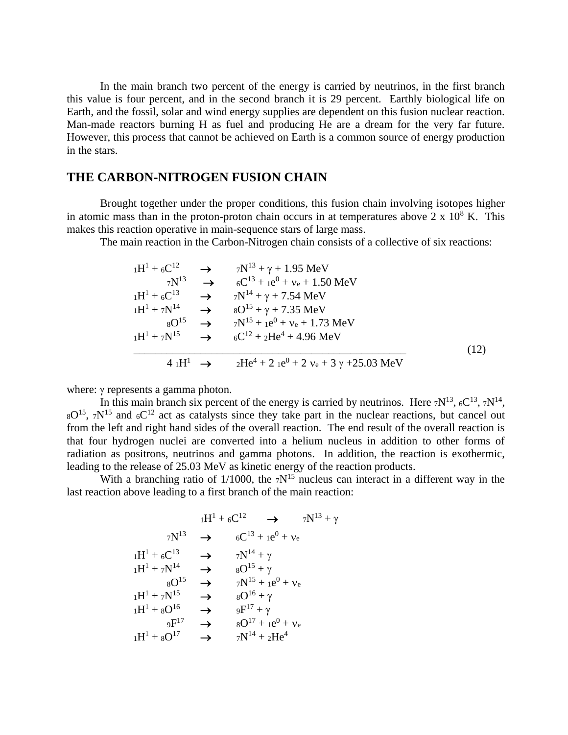In the main branch two percent of the energy is carried by neutrinos, in the first branch this value is four percent, and in the second branch it is 29 percent. Earthly biological life on Earth, and the fossil, solar and wind energy supplies are dependent on this fusion nuclear reaction. Man-made reactors burning H as fuel and producing He are a dream for the very far future. However, this process that cannot be achieved on Earth is a common source of energy production in the stars.

## THE CARBON-NITROGEN FUSION CHAIN

Brought together under the proper conditions, this fusion chain involving isotopes higher in atomic mass than in the proton-proton chain occurs in at temperatures above 2 x $10^8$ K. This makes this reaction operative in main-sequence stars of large mass.

The main reaction in the Carbon-Nitrogen chain consists of a collective of six reactions:

$$
\begin{array}{rcl}
{}_1H^1 + {}_6C^{12} & \rightarrow & {}_7N^{13} + \gamma + 1.95 \text{ MeV} \\
{}_7N^{13} & \rightarrow & {}_6C^{13} + {}_1e^0 + \nu_e + 1.50 \text{ MeV} \\
{}_1H^1 + {}_6C^{13} & \rightarrow & {}_7N^{14} + \gamma + 7.54 \text{ MeV} \\
{}_1H^1 + {}_7N^{14} & \rightarrow & {}_8O^{15} + \gamma + 7.35 \text{ MeV} \\
{}_8O^{15} & \rightarrow & {}_7N^{15} + {}_1e^0 + \nu_e + 1.73 \text{ MeV} \\
{}_1H^1 + {}_7N^{15} & \rightarrow & {}_6C^{12} + {}_2He^4 + 4.96 \text{ MeV} \\
\hline
4\ {}_1H^1 & \rightarrow & {}_2He^4 + 2\ {}_1e^0 + 2\ \nu_e + 3\ \gamma + 25.03 \text{ MeV}
\end{array}
\qquad (12)
$$

where: $\gamma$ represents a gamma photon.

In this main branch six percent of the energy is carried by neutrinos. Here ${}_7N^{13}$, ${}_6C^{13}$, ${}_7N^{14}$, ${}_8O^{15}$, ${}_7N^{15}$ and ${}_6C^{12}$ act as catalysts since they take part in the nuclear reactions, but cancel out from the left and right hand sides of the overall reaction. The end result of the overall reaction is that four hydrogen nuclei are converted into a helium nucleus in addition to other forms of radiation as positrons, neutrinos and gamma photons. In addition, the reaction is exothermic, leading to the release of 25.03 MeV as kinetic energy of the reaction products.

With a branching ratio of 1/1000, the ${}_7N^{15}$ nucleus can interact in a different way in the last reaction above leading to a first branch of the main reaction:

$$
\begin{array}{rcl}
{}_1H^1 + {}_6C^{12} & \rightarrow & {}_7N^{13} + \gamma \\
{}_7N^{13} & \rightarrow & {}_6C^{13} + {}_1e^0 + \nu_e \\
{}_1H^1 + {}_6C^{13} & \rightarrow & {}_7N^{14} + \gamma \\
{}_1H^1 + {}_7N^{14} & \rightarrow & {}_8O^{15} + \gamma \\
{}_8O^{15} & \rightarrow & {}_7N^{15} + {}_1e^0 + \nu_e \\
{}_1H^1 + {}_7N^{15} & \rightarrow & {}_8O^{16} + \gamma \\
{}_1H^1 + {}_8O^{16} & \rightarrow & {}_9F^{17} + \gamma \\
{}_9F^{17} & \rightarrow & {}_8O^{17} + {}_1e^0 + \nu_e \\
{}_1H^1 + {}_8O^{17} & \rightarrow & {}_7N^{14} + {}_2He^4
\end{array}
$$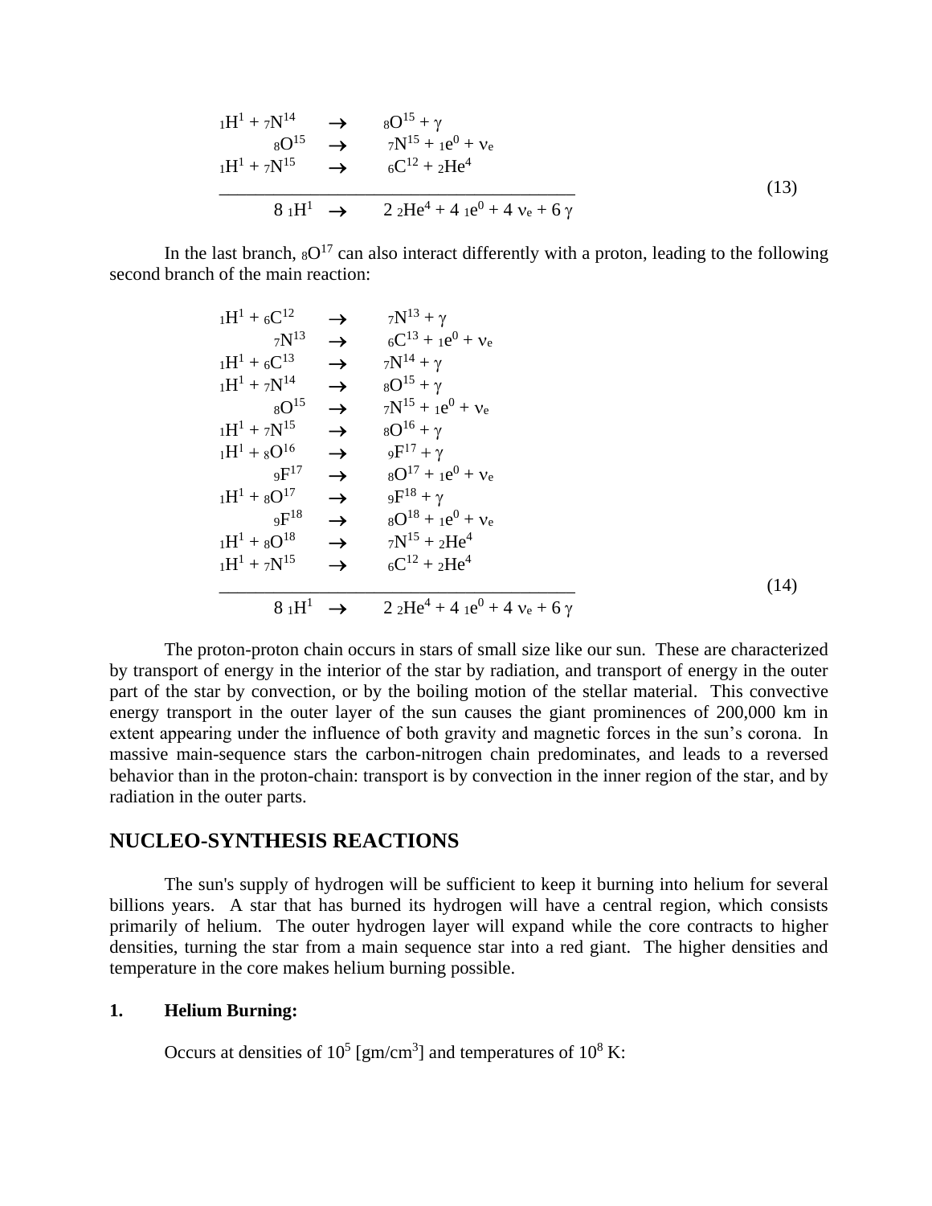$$
\begin{array}{rcl}
{}_1H^1 + {}_7N^{14} & \rightarrow & {}_8O^{15} + \gamma \\
{}_8O^{15} & \rightarrow & {}_7N^{15} + {}_1e^0 + \nu_e \\
{}_1H^1 + {}_7N^{15} & \rightarrow & {}_6C^{12} + {}_2He^4 \\
\hline
8\ {}_1H^1 & \rightarrow & 2\ {}_2He^4 + 4\ {}_1e^0 + 4\ \nu_e + 6\ \gamma
\end{array}
\tag{13}
$$

In the last branch, ${}_8O^{17}$ can also interact differently with a proton, leading to the following second branch of the main reaction:

$$
\begin{array}{rcl}
{}_1H^1 + {}_6C^{12} & \rightarrow & {}_7N^{13} + \gamma \\
{}_7N^{13} & \rightarrow & {}_6C^{13} + {}_1e^0 + \nu_e \\
{}_1H^1 + {}_6C^{13} & \rightarrow & {}_7N^{14} + \gamma \\
{}_1H^1 + {}_7N^{14} & \rightarrow & {}_8O^{15} + \gamma \\
{}_8O^{15} & \rightarrow & {}_7N^{15} + {}_1e^0 + \nu_e \\
{}_1H^1 + {}_7N^{15} & \rightarrow & {}_8O^{16} + \gamma \\
{}_1H^1 + {}_8O^{16} & \rightarrow & {}_9F^{17} + \gamma \\
{}_9F^{17} & \rightarrow & {}_8O^{17} + {}_1e^0 + \nu_e \\
{}_1H^1 + {}_8O^{17} & \rightarrow & {}_9F^{18} + \gamma \\
{}_9F^{18} & \rightarrow & {}_8O^{18} + {}_1e^0 + \nu_e \\
{}_1H^1 + {}_8O^{18} & \rightarrow & {}_7N^{15} + {}_2He^4 \\
{}_1H^1 + {}_7N^{15} & \rightarrow & {}_6C^{12} + {}_2He^4 \\
\hline
8\ {}_1H^1 & \rightarrow & 2\ {}_2He^4 + 4\ {}_1e^0 + 4\ \nu_e + 6\ \gamma
\end{array}
\tag{14}
$$

The proton-proton chain occurs in stars of small size like our sun. These are characterized by transport of energy in the interior of the star by radiation, and transport of energy in the outer part of the star by convection, or by the boiling motion of the stellar material. This convective energy transport in the outer layer of the sun causes the giant prominences of 200,000 km in extent appearing under the influence of both gravity and magnetic forces in the sun's corona. In massive main-sequence stars the carbon-nitrogen chain predominates, and leads to a reversed behavior than in the proton-chain: transport is by convection in the inner region of the star, and by radiation in the outer parts.

## NUCLEO-SYNTHESIS REACTIONS

The sun's supply of hydrogen will be sufficient to keep it burning into helium for several billions years. A star that has burned its hydrogen will have a central region, which consists primarily of helium. The outer hydrogen layer will expand while the core contracts to higher densities, turning the star from a main sequence star into a red giant. The higher densities and temperature in the core makes helium burning possible.

### 1. Helium Burning:

Occurs at densities of $10^5$ [gm/cm$^3$] and temperatures of $10^8$ K: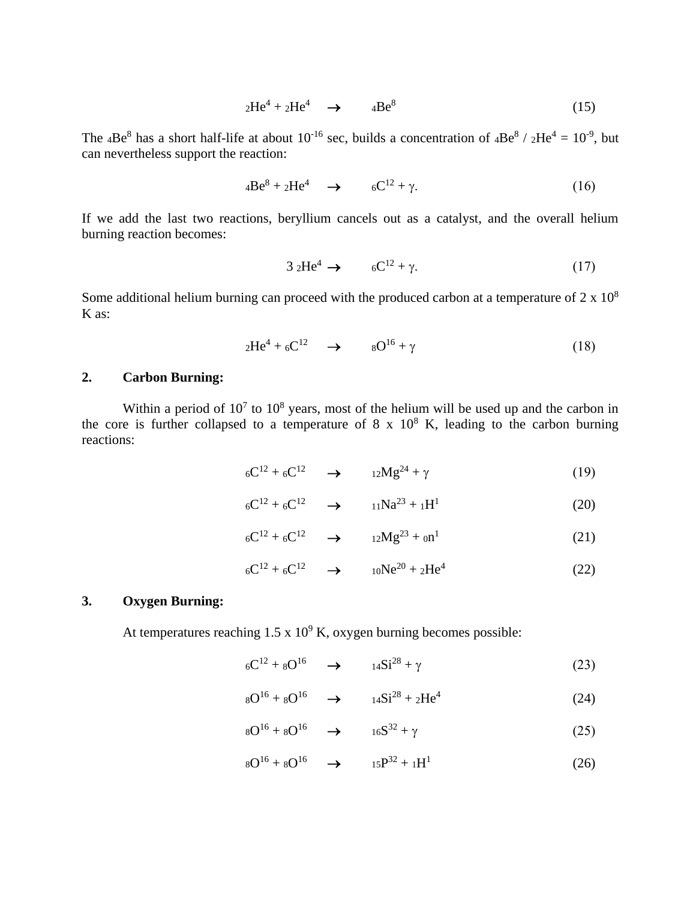$$ {}_{2}He^{4} + {}_{2}He^{4} \rightarrow {}_{4}Be^{8} \tag{15} $$

The ${}_{4}Be^{8}$ has a short half-life at about $10^{-16}$ sec, builds a concentration of ${}_{4}Be^{8}$ / ${}_{2}He^{4}$ = $10^{-9}$, but can nevertheless support the reaction:

$$ {}_{4}Be^{8} + {}_{2}He^{4} \rightarrow {}_{6}C^{12} + \gamma. \tag{16} $$

If we add the last two reactions, beryllium cancels out as a catalyst, and the overall helium burning reaction becomes:

$$ 3\ {}_{2}He^{4} \rightarrow {}_{6}C^{12} + \gamma. \tag{17} $$

Some additional helium burning can proceed with the produced carbon at a temperature of 2 x $10^{8}$ K as:

$$ {}_{2}He^{4} + {}_{6}C^{12} \rightarrow {}_{8}O^{16} + \gamma \tag{18} $$

**2. Carbon Burning:**

Within a period of $10^{7}$ to $10^{8}$ years, most of the helium will be used up and the carbon in the core is further collapsed to a temperature of 8 x $10^{8}$ K, leading to the carbon burning reactions:

$$ {}_{6}C^{12} + {}_{6}C^{12} \rightarrow {}_{12}Mg^{24} + \gamma \tag{19} $$

$$ {}_{6}C^{12} + {}_{6}C^{12} \rightarrow {}_{11}Na^{23} + {}_{1}H^{1} \tag{20} $$

$$ {}_{6}C^{12} + {}_{6}C^{12} \rightarrow {}_{12}Mg^{23} + {}_{0}n^{1} \tag{21} $$

$$ {}_{6}C^{12} + {}_{6}C^{12} \rightarrow {}_{10}Ne^{20} + {}_{2}He^{4} \tag{22} $$

**3. Oxygen Burning:**

At temperatures reaching 1.5 x $10^{9}$ K, oxygen burning becomes possible:

$$ {}_{6}C^{12} + {}_{8}O^{16} \rightarrow {}_{14}Si^{28} + \gamma \tag{23} $$

$$ {}_{8}O^{16} + {}_{8}O^{16} \rightarrow {}_{14}Si^{28} + {}_{2}He^{4} \tag{24} $$

$$ {}_{8}O^{16} + {}_{8}O^{16} \rightarrow {}_{16}S^{32} + \gamma \tag{25} $$

$$ {}_{8}O^{16} + {}_{8}O^{16} \rightarrow {}_{15}P^{32} + {}_{1}H^{1} \tag{26} $$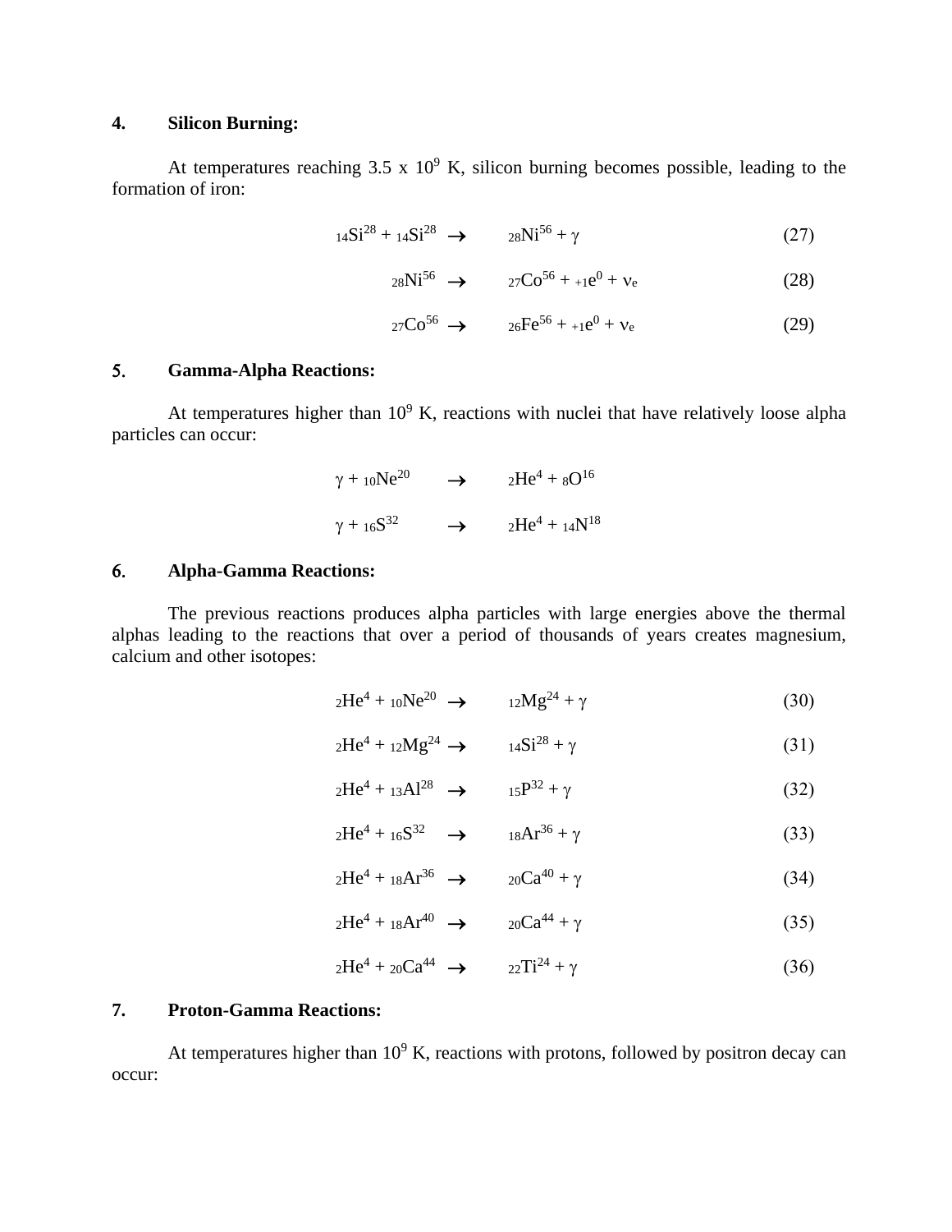**4. Silicon Burning:**

At temperatures reaching 3.5 x $10^9$ K, silicon burning becomes possible, leading to the formation of iron:

$$ {}_{14}Si^{28} + {}_{14}Si^{28} \rightarrow {}_{28}Ni^{56} + \gamma \quad (27)$$

$$ {}_{28}Ni^{56} \rightarrow {}_{27}Co^{56} + {}_{+1}e^{0} + \nu_e \quad (28)$$

$$ {}_{27}Co^{56} \rightarrow {}_{26}Fe^{56} + {}_{+1}e^{0} + \nu_e \quad (29)$$

**5. Gamma-Alpha Reactions:**

At temperatures higher than $10^9$ K, reactions with nuclei that have relatively loose alpha particles can occur:

$$ \gamma + {}_{10}Ne^{20} \rightarrow {}_{2}He^{4} + {}_{8}O^{16}$$

$$ \gamma + {}_{16}S^{32} \rightarrow {}_{2}He^{4} + {}_{14}N^{18}$$

**6. Alpha-Gamma Reactions:**

The previous reactions produces alpha particles with large energies above the thermal alphas leading to the reactions that over a period of thousands of years creates magnesium, calcium and other isotopes:

$$ {}_{2}He^{4} + {}_{10}Ne^{20} \rightarrow {}_{12}Mg^{24} + \gamma \quad (30)$$

$$ {}_{2}He^{4} + {}_{12}Mg^{24} \rightarrow {}_{14}Si^{28} + \gamma \quad (31)$$

$$ {}_{2}He^{4} + {}_{13}Al^{28} \rightarrow {}_{15}P^{32} + \gamma \quad (32)$$

$$ {}_{2}He^{4} + {}_{16}S^{32} \rightarrow {}_{18}Ar^{36} + \gamma \quad (33)$$

$$ {}_{2}He^{4} + {}_{18}Ar^{36} \rightarrow {}_{20}Ca^{40} + \gamma \quad (34)$$

$$ {}_{2}He^{4} + {}_{18}Ar^{40} \rightarrow {}_{20}Ca^{44} + \gamma \quad (35)$$

$$ {}_{2}He^{4} + {}_{20}Ca^{44} \rightarrow {}_{22}Ti^{24} + \gamma \quad (36)$$

**7. Proton-Gamma Reactions:**

At temperatures higher than $10^9$ K, reactions with protons, followed by positron decay can occur: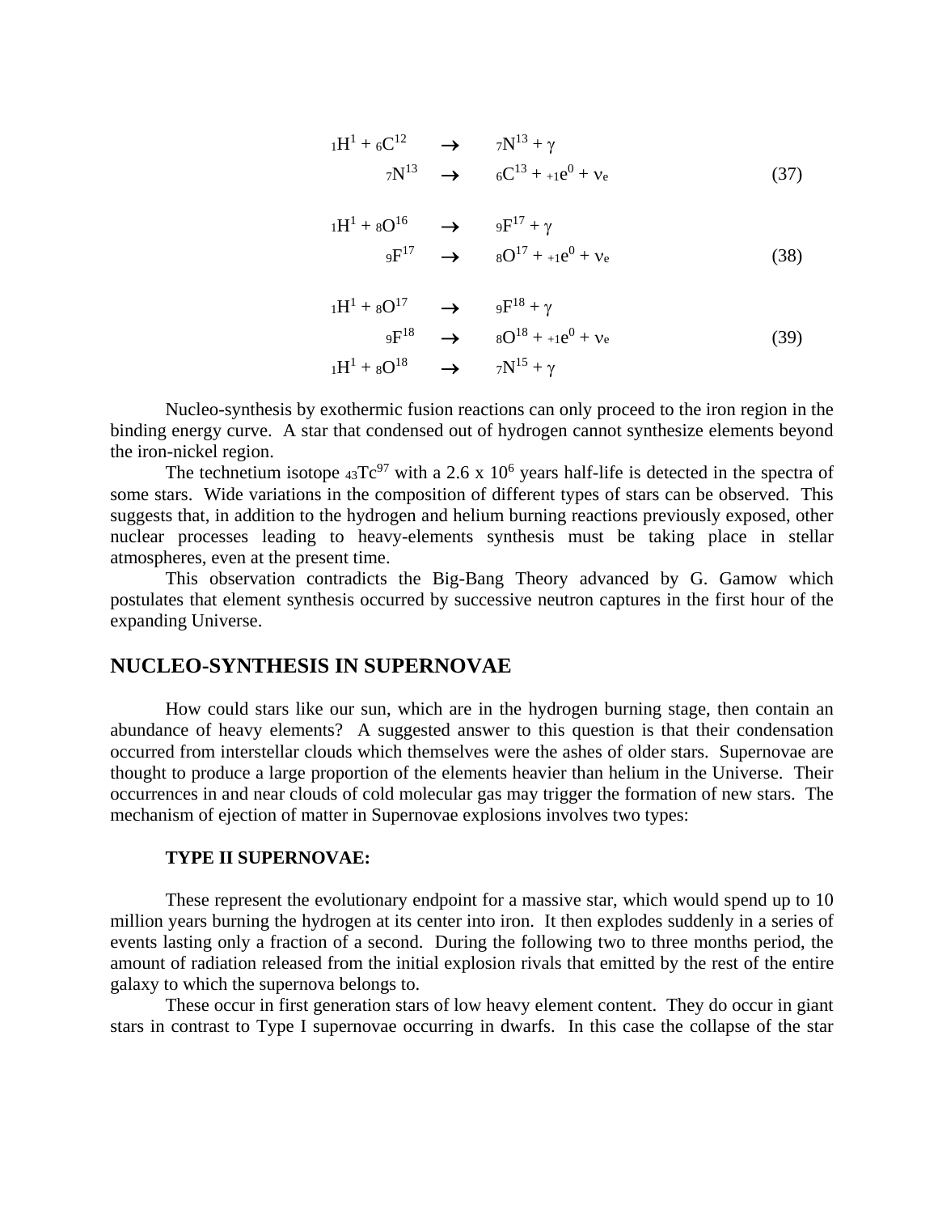$$
\begin{aligned}
{}_1H^1 + {}_6C^{12} &\rightarrow {}_7N^{13} + \gamma \\
{}_7N^{13} &\rightarrow {}_6C^{13} + {}_{+1}e^0 + \nu_e
\end{aligned}
\tag{37}
$$

$$
\begin{aligned}
{}_1H^1 + {}_8O^{16} &\rightarrow {}_9F^{17} + \gamma \\
{}_9F^{17} &\rightarrow {}_8O^{17} + {}_{+1}e^0 + \nu_e
\end{aligned}
\tag{38}
$$

$$
\begin{aligned}
{}_1H^1 + {}_8O^{17} &\rightarrow {}_9F^{18} + \gamma \\
{}_9F^{18} &\rightarrow {}_8O^{18} + {}_{+1}e^0 + \nu_e \\
{}_1H^1 + {}_8O^{18} &\rightarrow {}_7N^{15} + \gamma
\end{aligned}
\tag{39}
$$

Nucleo-synthesis by exothermic fusion reactions can only proceed to the iron region in the binding energy curve. A star that condensed out of hydrogen cannot synthesize elements beyond the iron-nickel region.

The technetium isotope ${}_{43}Tc^{97}$ with a 2.6 x $10^6$ years half-life is detected in the spectra of some stars. Wide variations in the composition of different types of stars can be observed. This suggests that, in addition to the hydrogen and helium burning reactions previously exposed, other nuclear processes leading to heavy-elements synthesis must be taking place in stellar atmospheres, even at the present time.

This observation contradicts the Big-Bang Theory advanced by G. Gamow which postulates that element synthesis occurred by successive neutron captures in the first hour of the expanding Universe.

## NUCLEO-SYNTHESIS IN SUPERNOVAE

How could stars like our sun, which are in the hydrogen burning stage, then contain an abundance of heavy elements? A suggested answer to this question is that their condensation occurred from interstellar clouds which themselves were the ashes of older stars. Supernovae are thought to produce a large proportion of the elements heavier than helium in the Universe. Their occurrences in and near clouds of cold molecular gas may trigger the formation of new stars. The mechanism of ejection of matter in Supernovae explosions involves two types:

### TYPE II SUPERNOVAE:

These represent the evolutionary endpoint for a massive star, which would spend up to 10 million years burning the hydrogen at its center into iron. It then explodes suddenly in a series of events lasting only a fraction of a second. During the following two to three months period, the amount of radiation released from the initial explosion rivals that emitted by the rest of the entire galaxy to which the supernova belongs to.

These occur in first generation stars of low heavy element content. They do occur in giant stars in contrast to Type I supernovae occurring in dwarfs. In this case the collapse of the star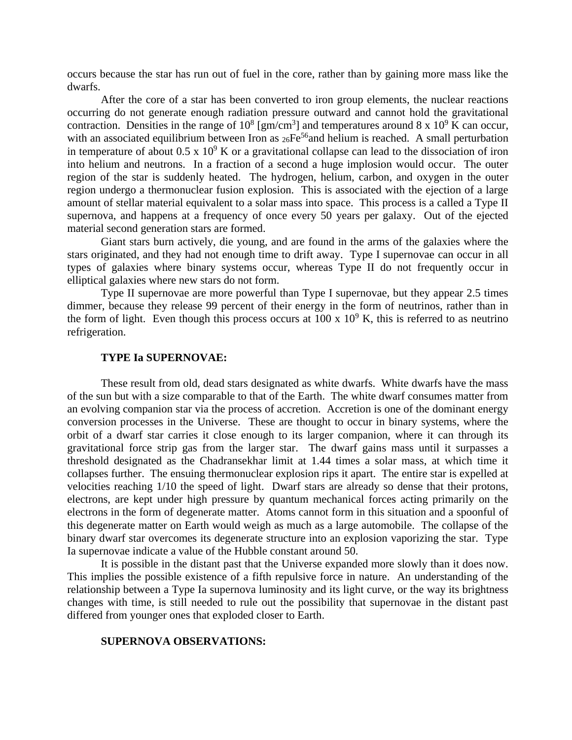occurs because the star has run out of fuel in the core, rather than by gaining more mass like the dwarfs.

After the core of a star has been converted to iron group elements, the nuclear reactions occurring do not generate enough radiation pressure outward and cannot hold the gravitational contraction. Densities in the range of $10^8$ [gm/cm$^3$] and temperatures around 8 x $10^9$ K can occur, with an associated equilibrium between Iron as $_{26}Fe^{56}$and helium is reached. A small perturbation in temperature of about 0.5 x $10^9$ K or a gravitational collapse can lead to the dissociation of iron into helium and neutrons. In a fraction of a second a huge implosion would occur. The outer region of the star is suddenly heated. The hydrogen, helium, carbon, and oxygen in the outer region undergo a thermonuclear fusion explosion. This is associated with the ejection of a large amount of stellar material equivalent to a solar mass into space. This process is a called a Type II supernova, and happens at a frequency of once every 50 years per galaxy. Out of the ejected material second generation stars are formed.

Giant stars burn actively, die young, and are found in the arms of the galaxies where the stars originated, and they had not enough time to drift away. Type I supernovae can occur in all types of galaxies where binary systems occur, whereas Type II do not frequently occur in elliptical galaxies where new stars do not form.

Type II supernovae are more powerful than Type I supernovae, but they appear 2.5 times dimmer, because they release 99 percent of their energy in the form of neutrinos, rather than in the form of light. Even though this process occurs at 100 x $10^9$ K, this is referred to as neutrino refrigeration.

**TYPE Ia SUPERNOVAE:**

These result from old, dead stars designated as white dwarfs. White dwarfs have the mass of the sun but with a size comparable to that of the Earth. The white dwarf consumes matter from an evolving companion star via the process of accretion. Accretion is one of the dominant energy conversion processes in the Universe. These are thought to occur in binary systems, where the orbit of a dwarf star carries it close enough to its larger companion, where it can through its gravitational force strip gas from the larger star. The dwarf gains mass until it surpasses a threshold designated as the Chadransekhar limit at 1.44 times a solar mass, at which time it collapses further. The ensuing thermonuclear explosion rips it apart. The entire star is expelled at velocities reaching 1/10 the speed of light. Dwarf stars are already so dense that their protons, electrons, are kept under high pressure by quantum mechanical forces acting primarily on the electrons in the form of degenerate matter. Atoms cannot form in this situation and a spoonful of this degenerate matter on Earth would weigh as much as a large automobile. The collapse of the binary dwarf star overcomes its degenerate structure into an explosion vaporizing the star. Type Ia supernovae indicate a value of the Hubble constant around 50.

It is possible in the distant past that the Universe expanded more slowly than it does now. This implies the possible existence of a fifth repulsive force in nature. An understanding of the relationship between a Type Ia supernova luminosity and its light curve, or the way its brightness changes with time, is still needed to rule out the possibility that supernovae in the distant past differed from younger ones that exploded closer to Earth.

**SUPERNOVA OBSERVATIONS:**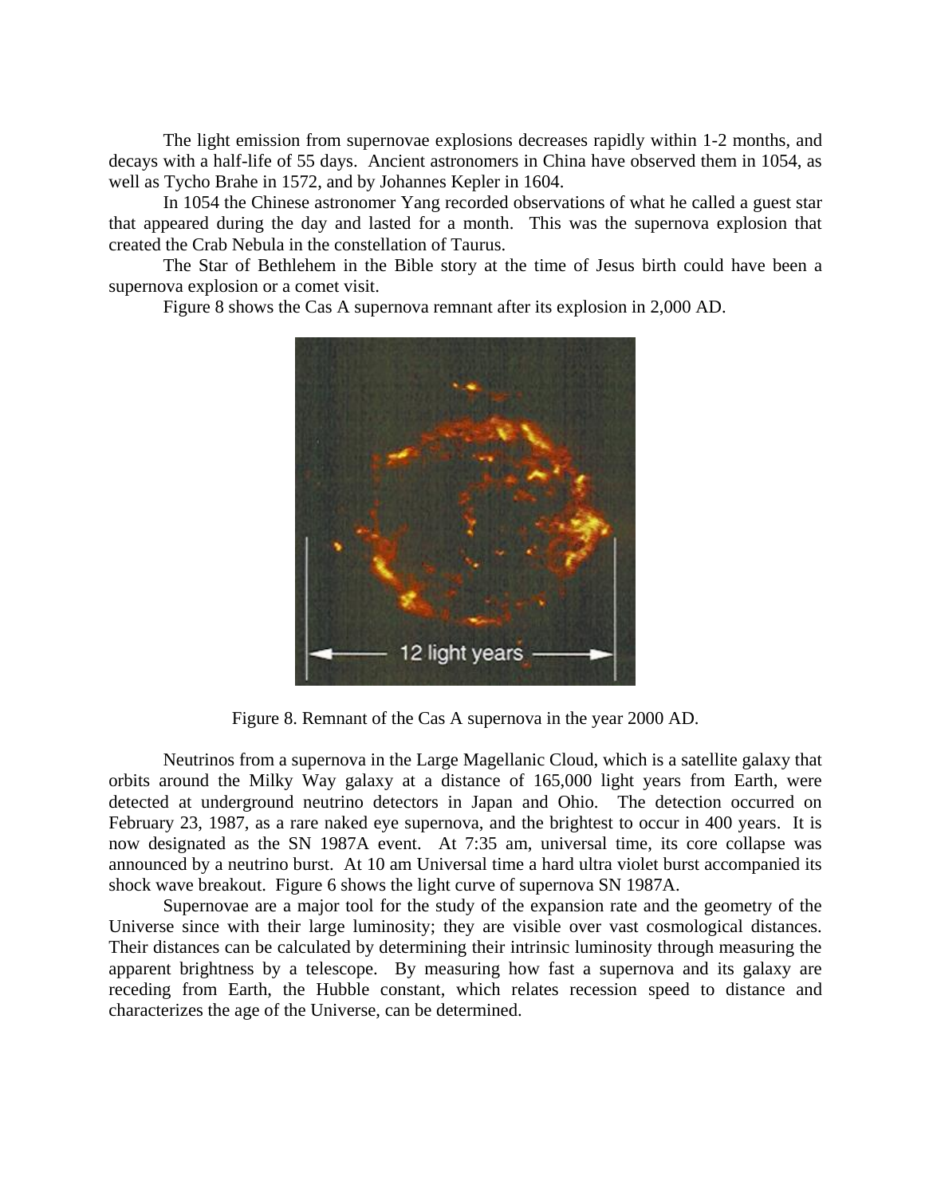The light emission from supernovae explosions decreases rapidly within 1-2 months, and decays with a half-life of 55 days. Ancient astronomers in China have observed them in 1054, as well as Tycho Brahe in 1572, and by Johannes Kepler in 1604.

In 1054 the Chinese astronomer Yang recorded observations of what he called a guest star that appeared during the day and lasted for a month. This was the supernova explosion that created the Crab Nebula in the constellation of Taurus.

The Star of Bethlehem in the Bible story at the time of Jesus birth could have been a supernova explosion or a comet visit.

Figure 8 shows the Cas A supernova remnant after its explosion in 2,000 AD.

12 light years

Figure 8. Remnant of the Cas A supernova in the year 2000 AD.

Neutrinos from a supernova in the Large Magellanic Cloud, which is a satellite galaxy that orbits around the Milky Way galaxy at a distance of 165,000 light years from Earth, were detected at underground neutrino detectors in Japan and Ohio. The detection occurred on February 23, 1987, as a rare naked eye supernova, and the brightest to occur in 400 years. It is now designated as the SN 1987A event. At 7:35 am, universal time, its core collapse was announced by a neutrino burst. At 10 am Universal time a hard ultra violet burst accompanied its shock wave breakout. Figure 6 shows the light curve of supernova SN 1987A.

Supernovae are a major tool for the study of the expansion rate and the geometry of the Universe since with their large luminosity; they are visible over vast cosmological distances. Their distances can be calculated by determining their intrinsic luminosity through measuring the apparent brightness by a telescope. By measuring how fast a supernova and its galaxy are receding from Earth, the Hubble constant, which relates recession speed to distance and characterizes the age of the Universe, can be determined.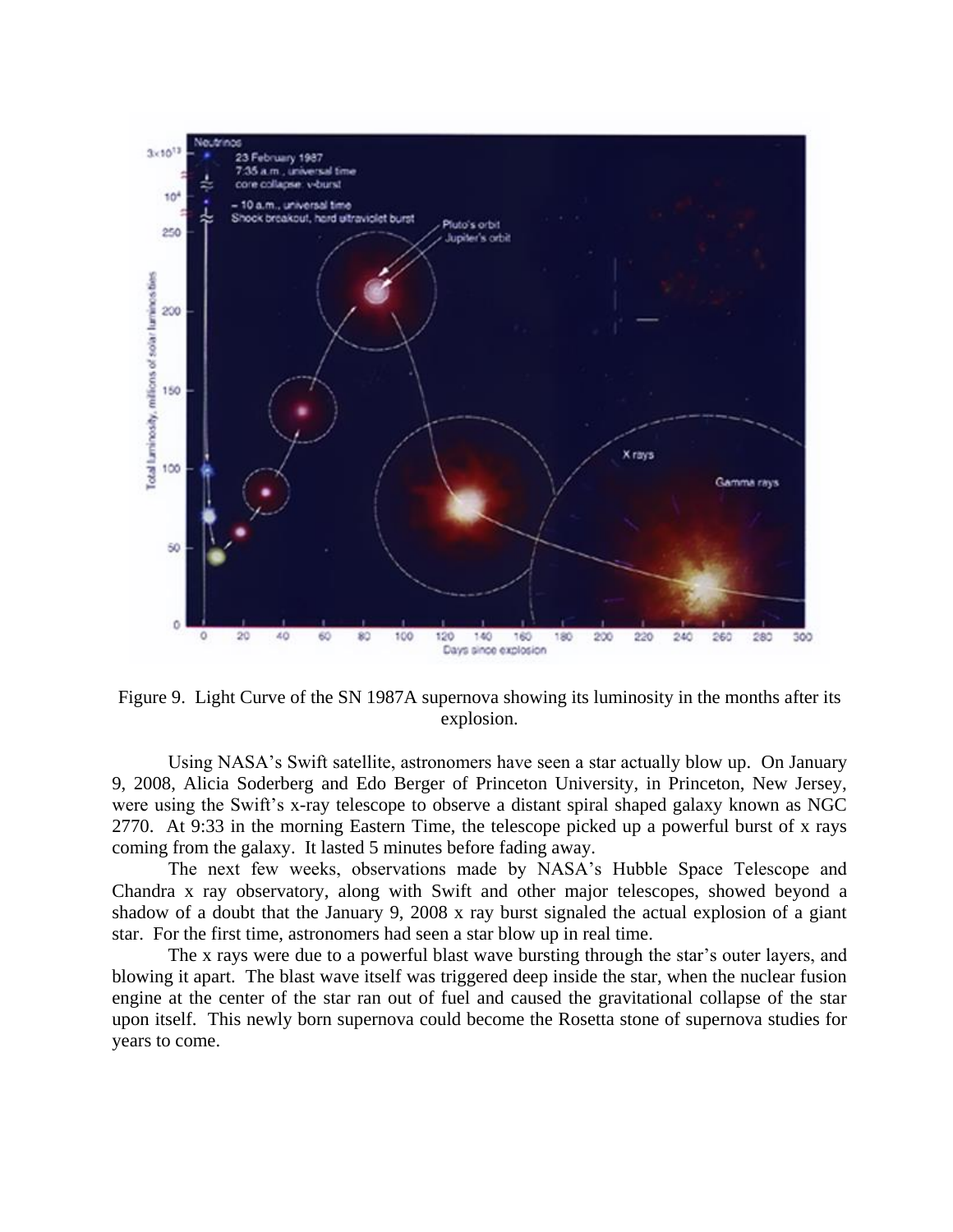Neutrinos

$3\times10^{13}$

23 February 1987
7:35 a.m., universal time
core collapse: ν-burst

$10^4$

~ 10 a.m., universal time
Shock breakout, hard ultraviolet burst

250

Pluto's orbit
Jupiter's orbit

200

150

100

50

0

Total luminosity, millions of solar luminosities

X rays

Gamma rays

0 20 40 60 80 100 120 140 160 180 200 220 240 260 280 300

Days since explosion

Figure 9. Light Curve of the SN 1987A supernova showing its luminosity in the months after its explosion.

Using NASA's Swift satellite, astronomers have seen a star actually blow up. On January 9, 2008, Alicia Soderberg and Edo Berger of Princeton University, in Princeton, New Jersey, were using the Swift's x-ray telescope to observe a distant spiral shaped galaxy known as NGC 2770. At 9:33 in the morning Eastern Time, the telescope picked up a powerful burst of x rays coming from the galaxy. It lasted 5 minutes before fading away.

The next few weeks, observations made by NASA's Hubble Space Telescope and Chandra x ray observatory, along with Swift and other major telescopes, showed beyond a shadow of a doubt that the January 9, 2008 x ray burst signaled the actual explosion of a giant star. For the first time, astronomers had seen a star blow up in real time.

The x rays were due to a powerful blast wave bursting through the star's outer layers, and blowing it apart. The blast wave itself was triggered deep inside the star, when the nuclear fusion engine at the center of the star ran out of fuel and caused the gravitational collapse of the star upon itself. This newly born supernova could become the Rosetta stone of supernova studies for years to come.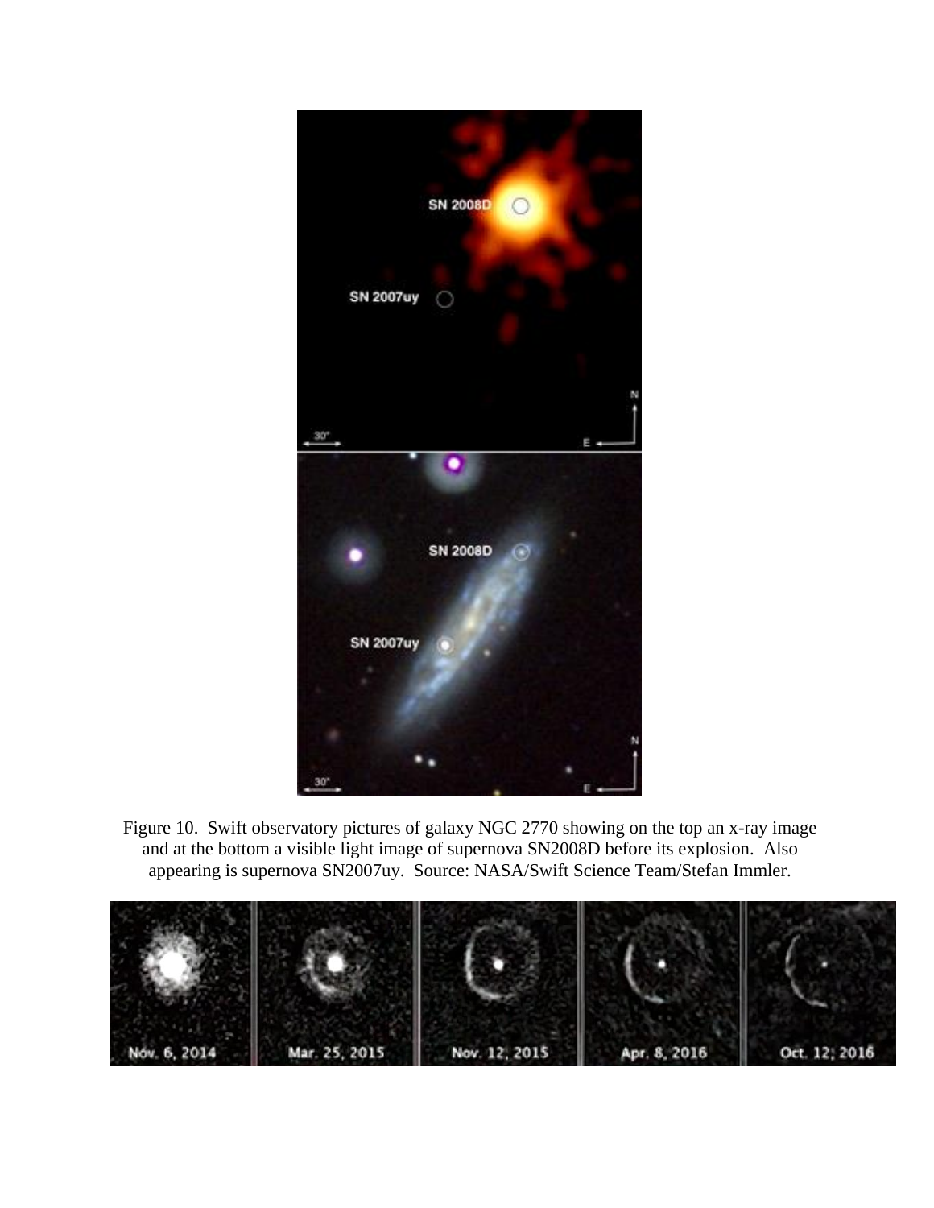Figure 10. Swift observatory pictures of galaxy NGC 2770 showing on the top an x-ray image and at the bottom a visible light image of supernova SN2008D before its explosion. Also appearing is supernova SN2007uy. Source: NASA/Swift Science Team/Stefan Immler.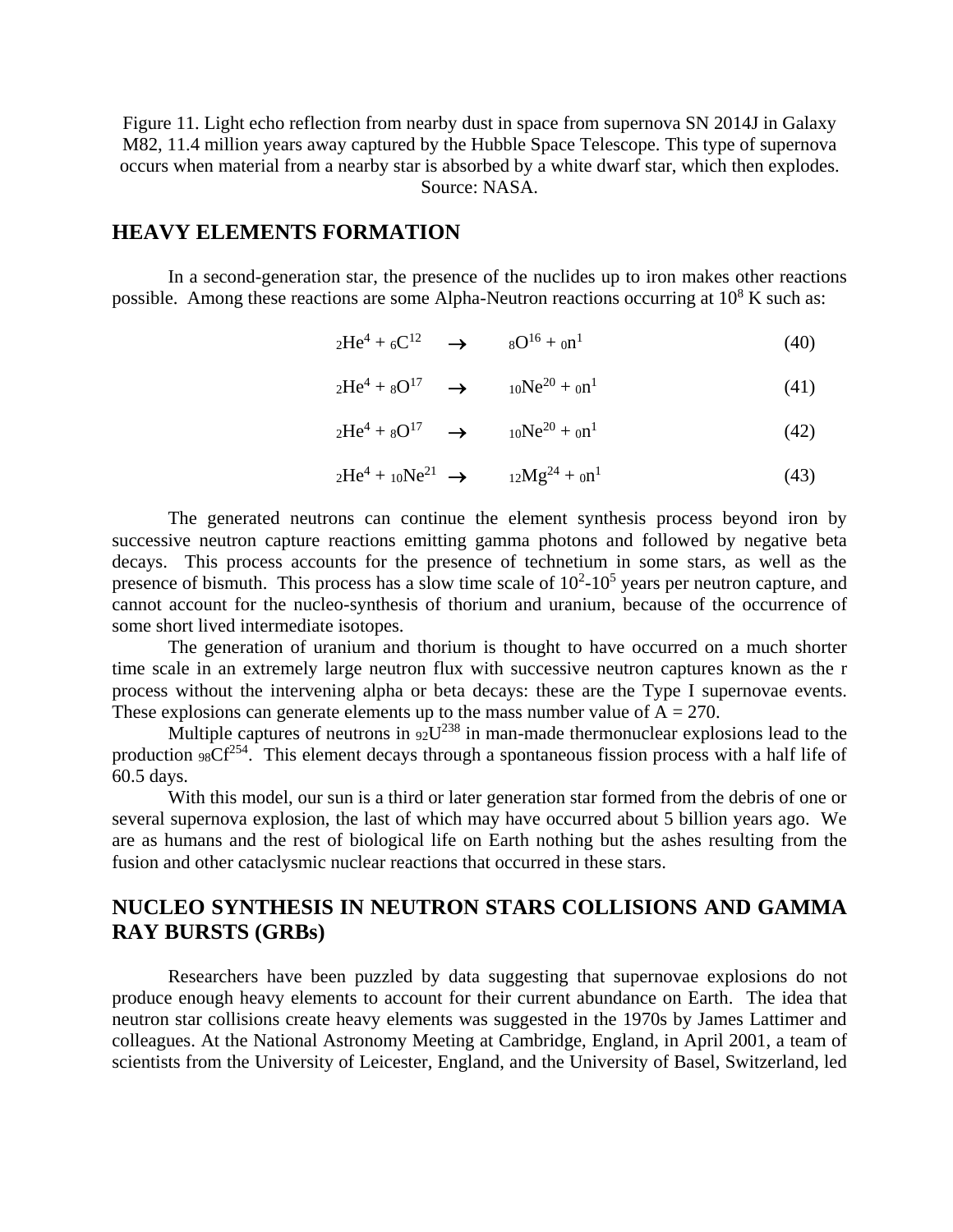Figure 11. Light echo reflection from nearby dust in space from supernova SN 2014J in Galaxy M82, 11.4 million years away captured by the Hubble Space Telescope. This type of supernova occurs when material from a nearby star is absorbed by a white dwarf star, which then explodes. Source: NASA.

## HEAVY ELEMENTS FORMATION

In a second-generation star, the presence of the nuclides up to iron makes other reactions possible. Among these reactions are some Alpha-Neutron reactions occurring at $10^8$ K such as:

$$_2He^4 + {}_6C^{12} \rightarrow {}_8O^{16} + {}_0n^1 \quad (40)$$

$$_2He^4 + {}_8O^{17} \rightarrow {}_{10}Ne^{20} + {}_0n^1 \quad (41)$$

$$_2He^4 + {}_8O^{17} \rightarrow {}_{10}Ne^{20} + {}_0n^1 \quad (42)$$

$$_2He^4 + {}_{10}Ne^{21} \rightarrow {}_{12}Mg^{24} + {}_0n^1 \quad (43)$$

The generated neutrons can continue the element synthesis process beyond iron by successive neutron capture reactions emitting gamma photons and followed by negative beta decays. This process accounts for the presence of technetium in some stars, as well as the presence of bismuth. This process has a slow time scale of $10^2$-$10^5$ years per neutron capture, and cannot account for the nucleo-synthesis of thorium and uranium, because of the occurrence of some short lived intermediate isotopes.

The generation of uranium and thorium is thought to have occurred on a much shorter time scale in an extremely large neutron flux with successive neutron captures known as the r process without the intervening alpha or beta decays: these are the Type I supernovae events. These explosions can generate elements up to the mass number value of A = 270.

Multiple captures of neutrons in $_{92}U^{238}$ in man-made thermonuclear explosions lead to the production $_{98}Cf^{254}$. This element decays through a spontaneous fission process with a half life of 60.5 days.

With this model, our sun is a third or later generation star formed from the debris of one or several supernova explosion, the last of which may have occurred about 5 billion years ago. We are as humans and the rest of biological life on Earth nothing but the ashes resulting from the fusion and other cataclysmic nuclear reactions that occurred in these stars.

## NUCLEO SYNTHESIS IN NEUTRON STARS COLLISIONS AND GAMMA RAY BURSTS (GRBs)

Researchers have been puzzled by data suggesting that supernovae explosions do not produce enough heavy elements to account for their current abundance on Earth. The idea that neutron star collisions create heavy elements was suggested in the 1970s by James Lattimer and colleagues. At the National Astronomy Meeting at Cambridge, England, in April 2001, a team of scientists from the University of Leicester, England, and the University of Basel, Switzerland, led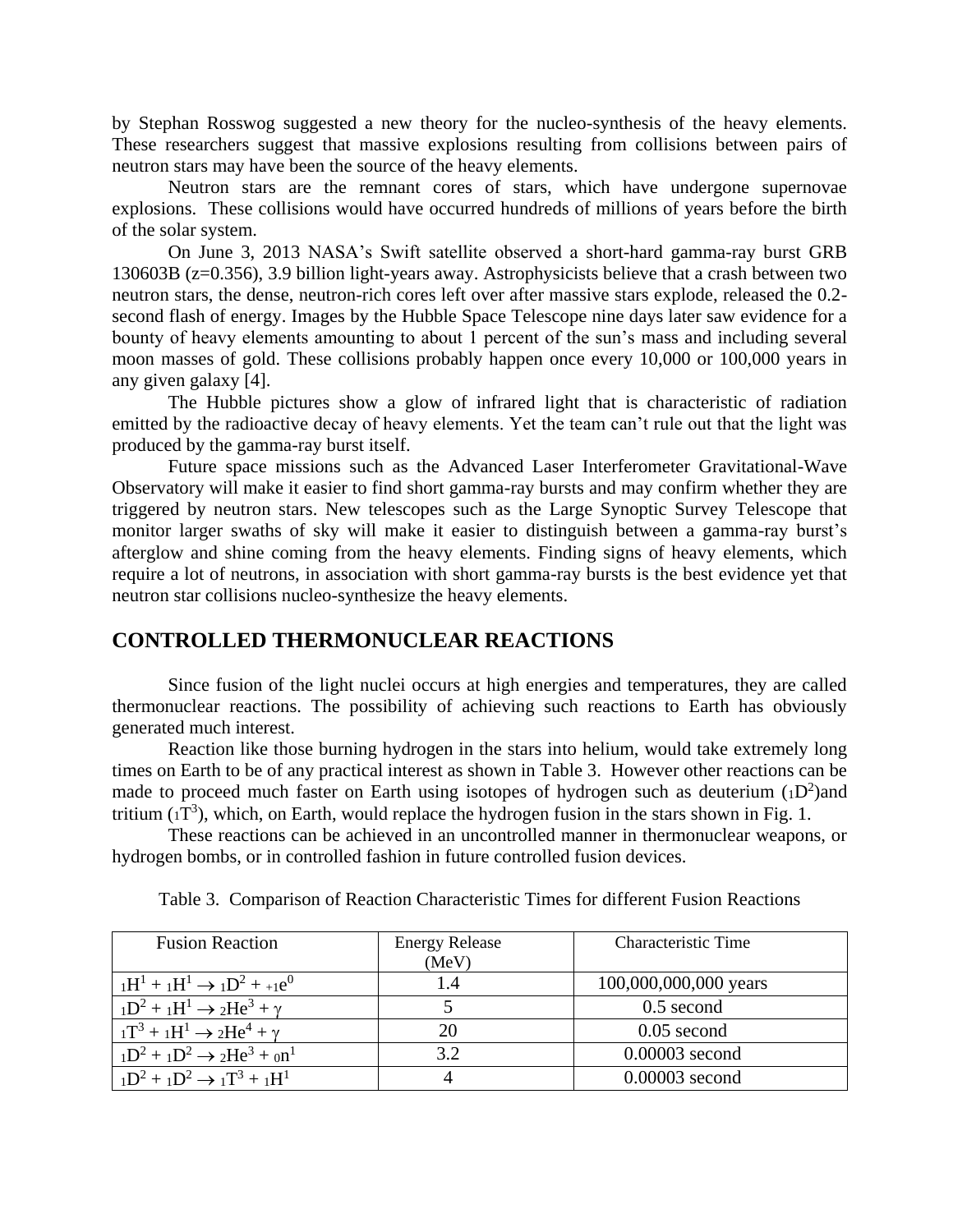by Stephan Rosswog suggested a new theory for the nucleo-synthesis of the heavy elements. These researchers suggest that massive explosions resulting from collisions between pairs of neutron stars may have been the source of the heavy elements.

Neutron stars are the remnant cores of stars, which have undergone supernovae explosions. These collisions would have occurred hundreds of millions of years before the birth of the solar system.

On June 3, 2013 NASA's Swift satellite observed a short-hard gamma-ray burst GRB 130603B (z=0.356), 3.9 billion light-years away. Astrophysicists believe that a crash between two neutron stars, the dense, neutron-rich cores left over after massive stars explode, released the 0.2-second flash of energy. Images by the Hubble Space Telescope nine days later saw evidence for a bounty of heavy elements amounting to about 1 percent of the sun's mass and including several moon masses of gold. These collisions probably happen once every 10,000 or 100,000 years in any given galaxy [4].

The Hubble pictures show a glow of infrared light that is characteristic of radiation emitted by the radioactive decay of heavy elements. Yet the team can't rule out that the light was produced by the gamma-ray burst itself.

Future space missions such as the Advanced Laser Interferometer Gravitational-Wave Observatory will make it easier to find short gamma-ray bursts and may confirm whether they are triggered by neutron stars. New telescopes such as the Large Synoptic Survey Telescope that monitor larger swaths of sky will make it easier to distinguish between a gamma-ray burst's afterglow and shine coming from the heavy elements. Finding signs of heavy elements, which require a lot of neutrons, in association with short gamma-ray bursts is the best evidence yet that neutron star collisions nucleo-synthesize the heavy elements.

## CONTROLLED THERMONUCLEAR REACTIONS

Since fusion of the light nuclei occurs at high energies and temperatures, they are called thermonuclear reactions. The possibility of achieving such reactions to Earth has obviously generated much interest.

Reaction like those burning hydrogen in the stars into helium, would take extremely long times on Earth to be of any practical interest as shown in Table 3. However other reactions can be made to proceed much faster on Earth using isotopes of hydrogen such as deuterium (${}_1D^2$)and tritium (${}_1T^3$), which, on Earth, would replace the hydrogen fusion in the stars shown in Fig. 1.

These reactions can be achieved in an uncontrolled manner in thermonuclear weapons, or hydrogen bombs, or in controlled fashion in future controlled fusion devices.

Table 3. Comparison of Reaction Characteristic Times for different Fusion Reactions

| Fusion Reaction | Energy Release (MeV) | Characteristic Time |
|---|---|---|
| ${}_1H^1 + {}_1H^1 \rightarrow {}_1D^2 + {}_{+1}e^0$ | 1.4 | 100,000,000,000 years |
| ${}_1D^2 + {}_1H^1 \rightarrow {}_2He^3 + \gamma$ | 5 | 0.5 second |
| ${}_1T^3 + {}_1H^1 \rightarrow {}_2He^4 + \gamma$ | 20 | 0.05 second |
| ${}_1D^2 + {}_1D^2 \rightarrow {}_2He^3 + {}_0n^1$ | 3.2 | 0.00003 second |
| ${}_1D^2 + {}_1D^2 \rightarrow {}_1T^3 + {}_1H^1$ | 4 | 0.00003 second |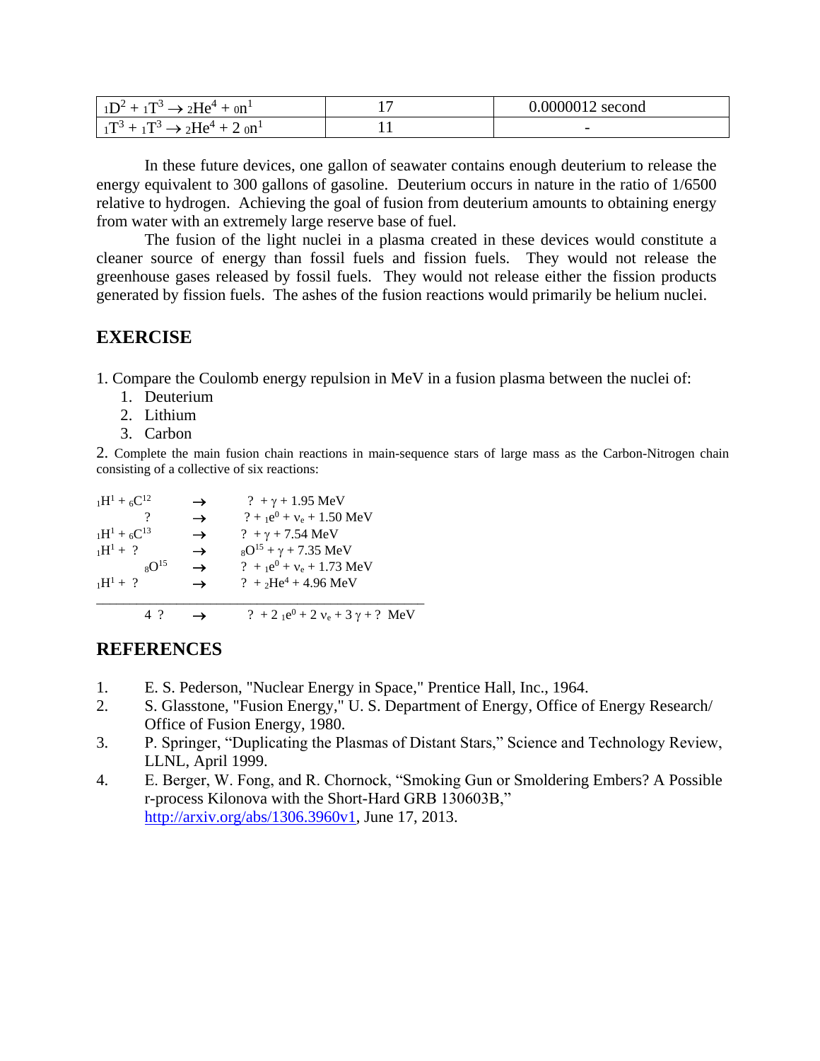| | | |
|---|---|---|
| ${}_1D^2 + {}_1T^3 \rightarrow {}_2He^4 + {}_0n^1$ | 17 | 0.0000012 second |
| ${}_1T^3 + {}_1T^3 \rightarrow {}_2He^4 + 2\ {}_0n^1$ | 11 | - |

In these future devices, one gallon of seawater contains enough deuterium to release the energy equivalent to 300 gallons of gasoline. Deuterium occurs in nature in the ratio of 1/6500 relative to hydrogen. Achieving the goal of fusion from deuterium amounts to obtaining energy from water with an extremely large reserve base of fuel.

The fusion of the light nuclei in a plasma created in these devices would constitute a cleaner source of energy than fossil fuels and fission fuels. They would not release the greenhouse gases released by fossil fuels. They would not release either the fission products generated by fission fuels. The ashes of the fusion reactions would primarily be helium nuclei.

## EXERCISE

1. Compare the Coulomb energy repulsion in MeV in a fusion plasma between the nuclei of:
    1. Deuterium
    2. Lithium
    3. Carbon

2. Complete the main fusion chain reactions in main-sequence stars of large mass as the Carbon-Nitrogen chain consisting of a collective of six reactions:

$$
\begin{aligned}
{}_1H^1 + {}_6C^{12} &\rightarrow\ ? + \gamma + 1.95 \text{ MeV} \\
? &\rightarrow\ ? + {}_1e^0 + \nu_e + 1.50 \text{ MeV} \\
{}_1H^1 + {}_6C^{13} &\rightarrow\ ? + \gamma + 7.54 \text{ MeV} \\
{}_1H^1 + ? &\rightarrow\ {}_8O^{15} + \gamma + 7.35 \text{ MeV} \\
{}_8O^{15} &\rightarrow\ ? + {}_1e^0 + \nu_e + 1.73 \text{ MeV} \\
{}_1H^1 + ? &\rightarrow\ ? + {}_2He^4 + 4.96 \text{ MeV} \\
\hline
4\ ? &\rightarrow\ ? + 2\ {}_1e^0 + 2\ \nu_e + 3\ \gamma + ?\ \text{ MeV}
\end{aligned}
$$

## REFERENCES

1. E. S. Pederson, "Nuclear Energy in Space," Prentice Hall, Inc., 1964.
2. S. Glasstone, "Fusion Energy," U. S. Department of Energy, Office of Energy Research/ Office of Fusion Energy, 1980.
3. P. Springer, "Duplicating the Plasmas of Distant Stars," Science and Technology Review, LLNL, April 1999.
4. E. Berger, W. Fong, and R. Chornock, "Smoking Gun or Smoldering Embers? A Possible r-process Kilonova with the Short-Hard GRB 130603B," http://arxiv.org/abs/1306.3960v1, June 17, 2013.